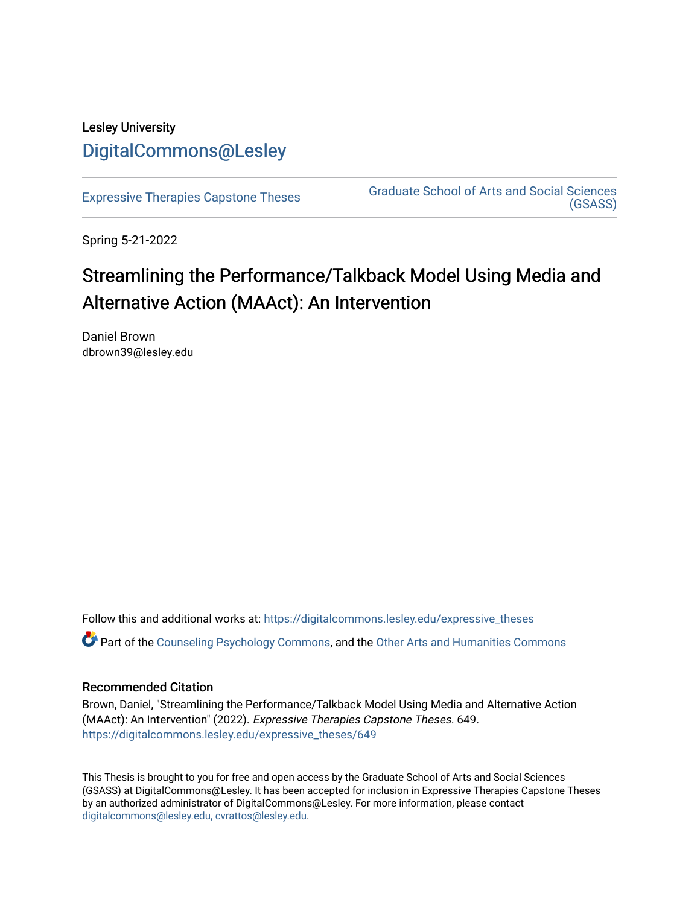Lesley University

DigitalCommons@Lesley

Expressive Therapies Capstone Theses

Graduate School of Arts and Social Sciences (GSASS)

Spring 5-21-2022

# Streamlining the Performance/Talkback Model Using Media and Alternative Action (MAAct): An Intervention

Daniel Brown
dbrown39@lesley.edu

Follow this and additional works at: https://digitalcommons.lesley.edu/expressive_theses

Part of the Counseling Psychology Commons, and the Other Arts and Humanities Commons

## Recommended Citation

Brown, Daniel, "Streamlining the Performance/Talkback Model Using Media and Alternative Action (MAAct): An Intervention" (2022). *Expressive Therapies Capstone Theses*. 649.
https://digitalcommons.lesley.edu/expressive_theses/649

This Thesis is brought to you for free and open access by the Graduate School of Arts and Social Sciences (GSASS) at DigitalCommons@Lesley. It has been accepted for inclusion in Expressive Therapies Capstone Theses by an authorized administrator of DigitalCommons@Lesley. For more information, please contact digitalcommons@lesley.edu, cvrattos@lesley.edu.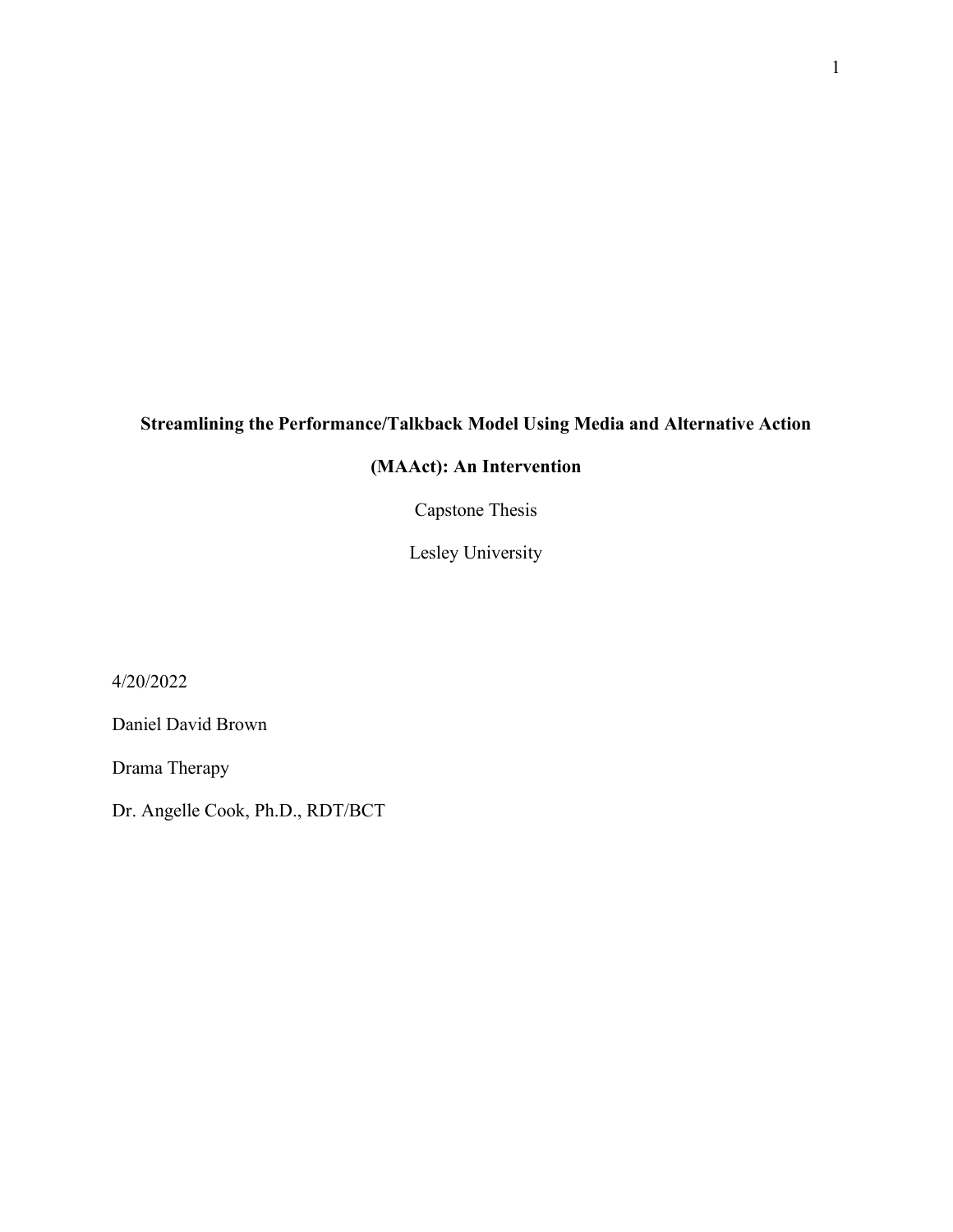**Streamlining the Performance/Talkback Model Using Media and Alternative Action (MAAct): An Intervention**

Capstone Thesis

Lesley University

4/20/2022

Daniel David Brown

Drama Therapy

Dr. Angelle Cook, Ph.D., RDT/BCT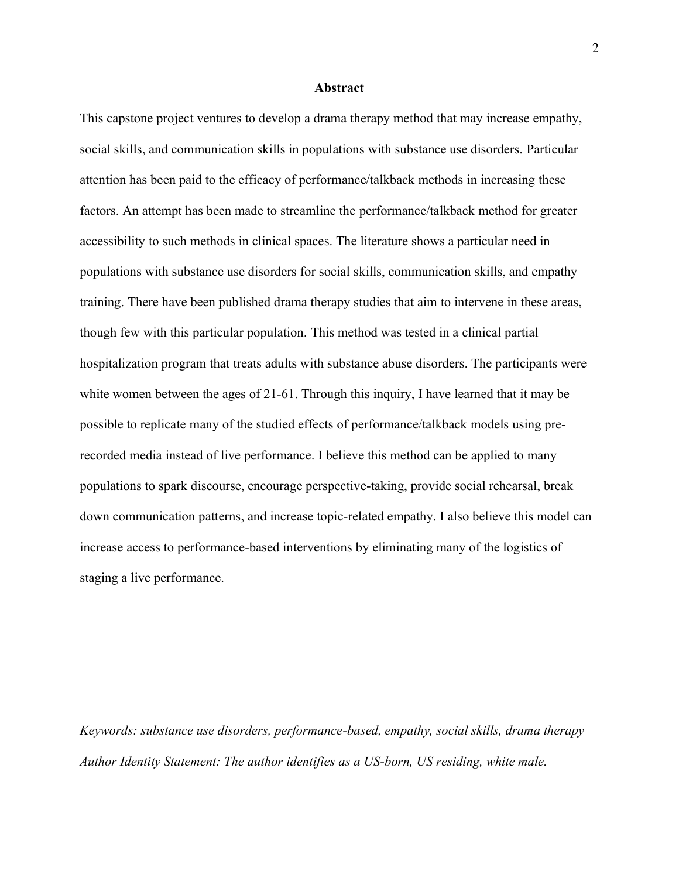## Abstract

This capstone project ventures to develop a drama therapy method that may increase empathy, social skills, and communication skills in populations with substance use disorders. Particular attention has been paid to the efficacy of performance/talkback methods in increasing these factors. An attempt has been made to streamline the performance/talkback method for greater accessibility to such methods in clinical spaces. The literature shows a particular need in populations with substance use disorders for social skills, communication skills, and empathy training. There have been published drama therapy studies that aim to intervene in these areas, though few with this particular population. This method was tested in a clinical partial hospitalization program that treats adults with substance abuse disorders. The participants were white women between the ages of 21-61. Through this inquiry, I have learned that it may be possible to replicate many of the studied effects of performance/talkback models using pre-recorded media instead of live performance. I believe this method can be applied to many populations to spark discourse, encourage perspective-taking, provide social rehearsal, break down communication patterns, and increase topic-related empathy. I also believe this model can increase access to performance-based interventions by eliminating many of the logistics of staging a live performance.

*Keywords: substance use disorders, performance-based, empathy, social skills, drama therapy*

*Author Identity Statement: The author identifies as a US-born, US residing, white male.*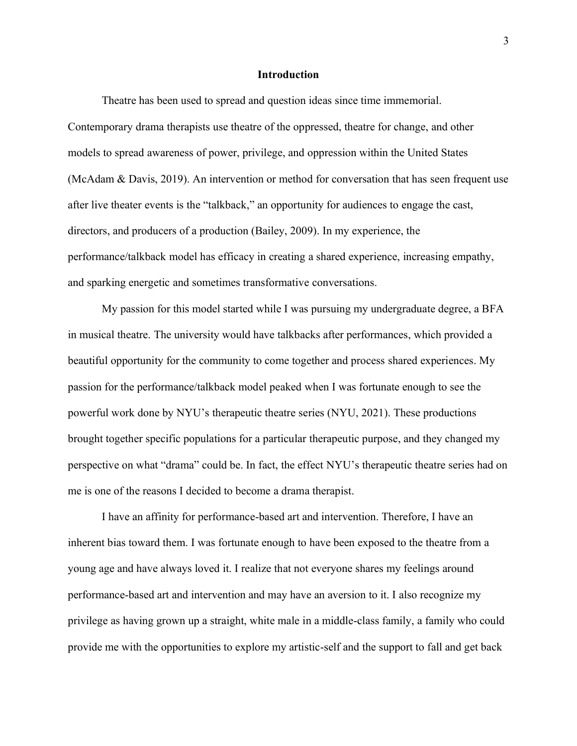## Introduction

Theatre has been used to spread and question ideas since time immemorial. Contemporary drama therapists use theatre of the oppressed, theatre for change, and other models to spread awareness of power, privilege, and oppression within the United States (McAdam & Davis, 2019). An intervention or method for conversation that has seen frequent use after live theater events is the "talkback," an opportunity for audiences to engage the cast, directors, and producers of a production (Bailey, 2009). In my experience, the performance/talkback model has efficacy in creating a shared experience, increasing empathy, and sparking energetic and sometimes transformative conversations.

My passion for this model started while I was pursuing my undergraduate degree, a BFA in musical theatre. The university would have talkbacks after performances, which provided a beautiful opportunity for the community to come together and process shared experiences. My passion for the performance/talkback model peaked when I was fortunate enough to see the powerful work done by NYU's therapeutic theatre series (NYU, 2021). These productions brought together specific populations for a particular therapeutic purpose, and they changed my perspective on what "drama" could be. In fact, the effect NYU's therapeutic theatre series had on me is one of the reasons I decided to become a drama therapist.

I have an affinity for performance-based art and intervention. Therefore, I have an inherent bias toward them. I was fortunate enough to have been exposed to the theatre from a young age and have always loved it. I realize that not everyone shares my feelings around performance-based art and intervention and may have an aversion to it. I also recognize my privilege as having grown up a straight, white male in a middle-class family, a family who could provide me with the opportunities to explore my artistic-self and the support to fall and get back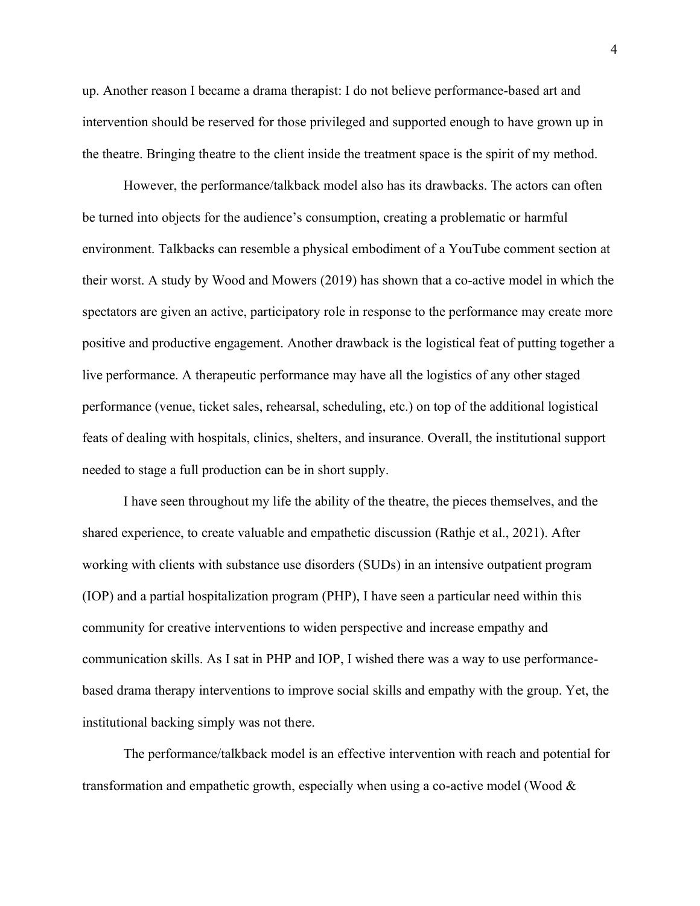up. Another reason I became a drama therapist: I do not believe performance-based art and intervention should be reserved for those privileged and supported enough to have grown up in the theatre. Bringing theatre to the client inside the treatment space is the spirit of my method.

However, the performance/talkback model also has its drawbacks. The actors can often be turned into objects for the audience's consumption, creating a problematic or harmful environment. Talkbacks can resemble a physical embodiment of a YouTube comment section at their worst. A study by Wood and Mowers (2019) has shown that a co-active model in which the spectators are given an active, participatory role in response to the performance may create more positive and productive engagement. Another drawback is the logistical feat of putting together a live performance. A therapeutic performance may have all the logistics of any other staged performance (venue, ticket sales, rehearsal, scheduling, etc.) on top of the additional logistical feats of dealing with hospitals, clinics, shelters, and insurance. Overall, the institutional support needed to stage a full production can be in short supply.

I have seen throughout my life the ability of the theatre, the pieces themselves, and the shared experience, to create valuable and empathetic discussion (Rathje et al., 2021). After working with clients with substance use disorders (SUDs) in an intensive outpatient program (IOP) and a partial hospitalization program (PHP), I have seen a particular need within this community for creative interventions to widen perspective and increase empathy and communication skills. As I sat in PHP and IOP, I wished there was a way to use performance-based drama therapy interventions to improve social skills and empathy with the group. Yet, the institutional backing simply was not there.

The performance/talkback model is an effective intervention with reach and potential for transformation and empathetic growth, especially when using a co-active model (Wood &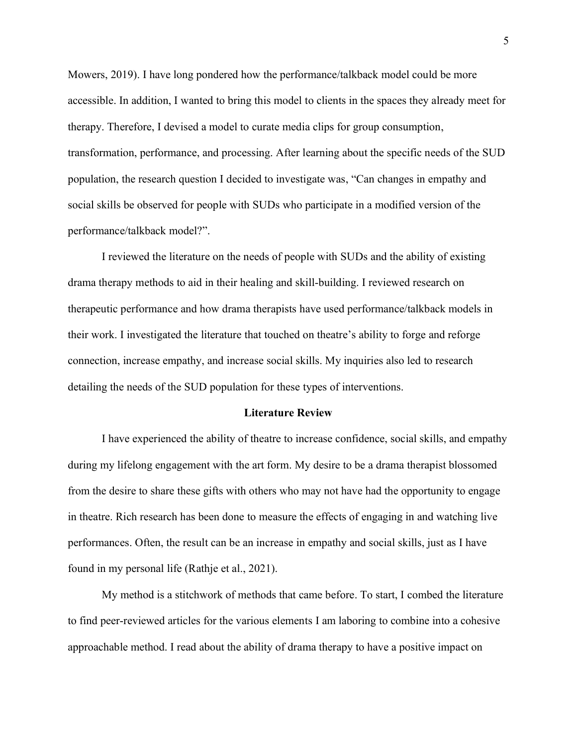Mowers, 2019). I have long pondered how the performance/talkback model could be more accessible. In addition, I wanted to bring this model to clients in the spaces they already meet for therapy. Therefore, I devised a model to curate media clips for group consumption, transformation, performance, and processing. After learning about the specific needs of the SUD population, the research question I decided to investigate was, "Can changes in empathy and social skills be observed for people with SUDs who participate in a modified version of the performance/talkback model?".

I reviewed the literature on the needs of people with SUDs and the ability of existing drama therapy methods to aid in their healing and skill-building. I reviewed research on therapeutic performance and how drama therapists have used performance/talkback models in their work. I investigated the literature that touched on theatre's ability to forge and reforge connection, increase empathy, and increase social skills. My inquiries also led to research detailing the needs of the SUD population for these types of interventions.

## Literature Review

I have experienced the ability of theatre to increase confidence, social skills, and empathy during my lifelong engagement with the art form. My desire to be a drama therapist blossomed from the desire to share these gifts with others who may not have had the opportunity to engage in theatre. Rich research has been done to measure the effects of engaging in and watching live performances. Often, the result can be an increase in empathy and social skills, just as I have found in my personal life (Rathje et al., 2021).

My method is a stitchwork of methods that came before. To start, I combed the literature to find peer-reviewed articles for the various elements I am laboring to combine into a cohesive approachable method. I read about the ability of drama therapy to have a positive impact on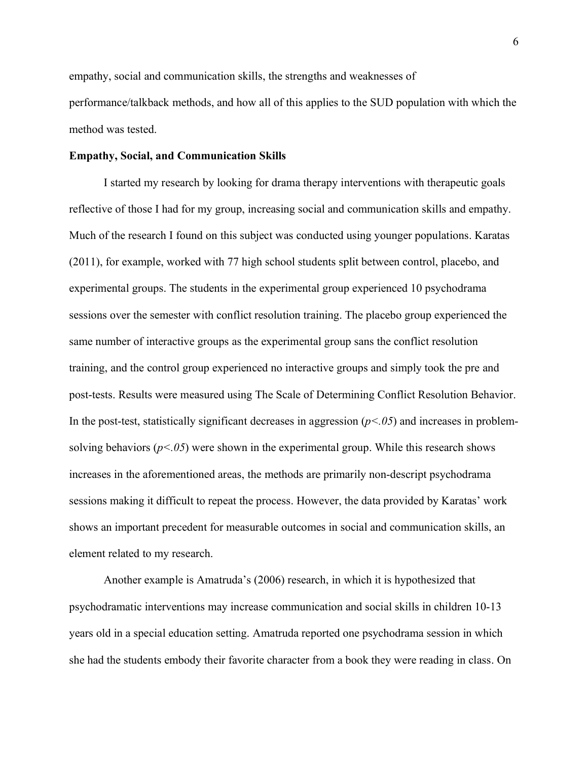empathy, social and communication skills, the strengths and weaknesses of performance/talkback methods, and how all of this applies to the SUD population with which the method was tested.

**Empathy, Social, and Communication Skills**

I started my research by looking for drama therapy interventions with therapeutic goals reflective of those I had for my group, increasing social and communication skills and empathy. Much of the research I found on this subject was conducted using younger populations. Karatas (2011), for example, worked with 77 high school students split between control, placebo, and experimental groups. The students in the experimental group experienced 10 psychodrama sessions over the semester with conflict resolution training. The placebo group experienced the same number of interactive groups as the experimental group sans the conflict resolution training, and the control group experienced no interactive groups and simply took the pre and post-tests. Results were measured using The Scale of Determining Conflict Resolution Behavior. In the post-test, statistically significant decreases in aggression ($p<.05$) and increases in problem-solving behaviors ($p<.05$) were shown in the experimental group. While this research shows increases in the aforementioned areas, the methods are primarily non-descript psychodrama sessions making it difficult to repeat the process. However, the data provided by Karatas' work shows an important precedent for measurable outcomes in social and communication skills, an element related to my research.

Another example is Amatruda's (2006) research, in which it is hypothesized that psychodramatic interventions may increase communication and social skills in children 10-13 years old in a special education setting. Amatruda reported one psychodrama session in which she had the students embody their favorite character from a book they were reading in class. On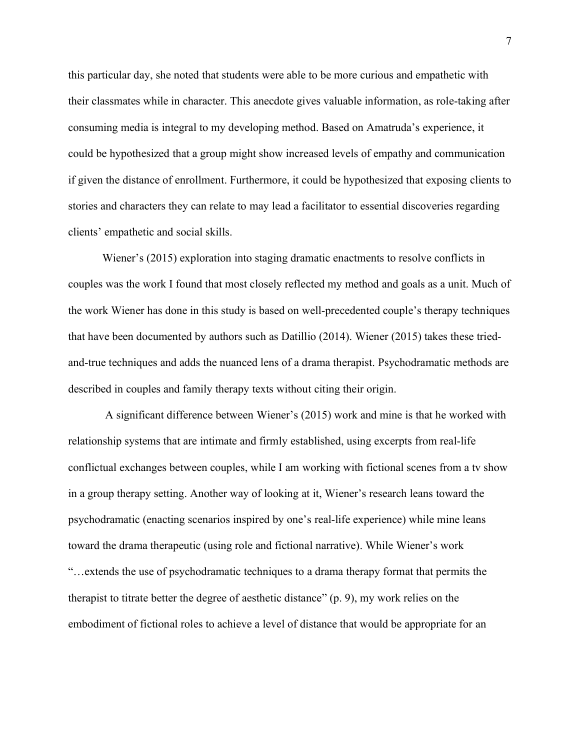this particular day, she noted that students were able to be more curious and empathetic with their classmates while in character. This anecdote gives valuable information, as role-taking after consuming media is integral to my developing method. Based on Amatruda's experience, it could be hypothesized that a group might show increased levels of empathy and communication if given the distance of enrollment. Furthermore, it could be hypothesized that exposing clients to stories and characters they can relate to may lead a facilitator to essential discoveries regarding clients' empathetic and social skills.

Wiener's (2015) exploration into staging dramatic enactments to resolve conflicts in couples was the work I found that most closely reflected my method and goals as a unit. Much of the work Wiener has done in this study is based on well-precedented couple's therapy techniques that have been documented by authors such as Datillio (2014). Wiener (2015) takes these tried-and-true techniques and adds the nuanced lens of a drama therapist. Psychodramatic methods are described in couples and family therapy texts without citing their origin.

A significant difference between Wiener's (2015) work and mine is that he worked with relationship systems that are intimate and firmly established, using excerpts from real-life conflictual exchanges between couples, while I am working with fictional scenes from a tv show in a group therapy setting. Another way of looking at it, Wiener's research leans toward the psychodramatic (enacting scenarios inspired by one's real-life experience) while mine leans toward the drama therapeutic (using role and fictional narrative). While Wiener's work "…extends the use of psychodramatic techniques to a drama therapy format that permits the therapist to titrate better the degree of aesthetic distance" (p. 9), my work relies on the embodiment of fictional roles to achieve a level of distance that would be appropriate for an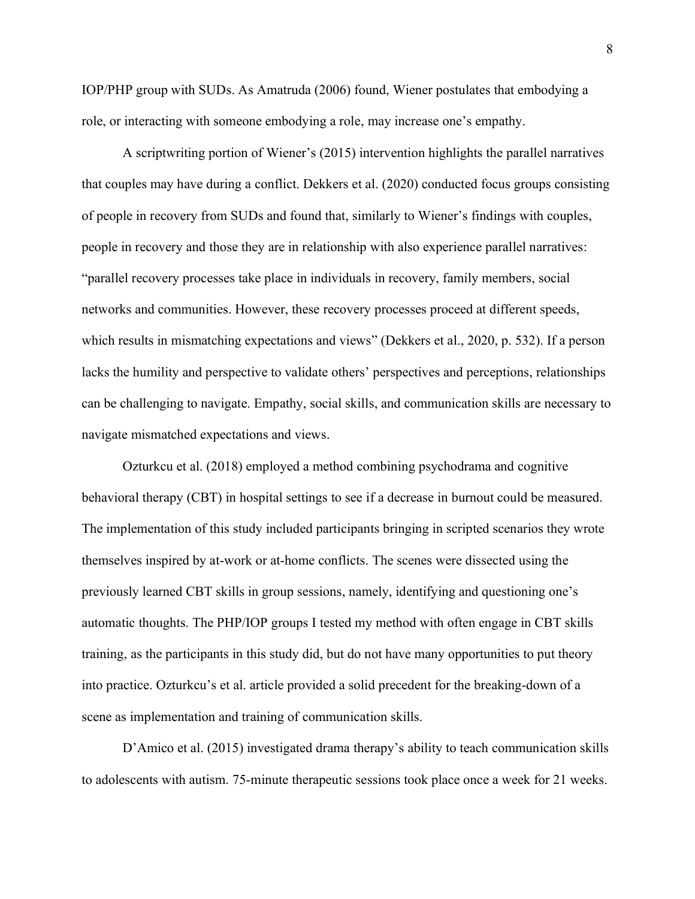IOP/PHP group with SUDs. As Amatruda (2006) found, Wiener postulates that embodying a role, or interacting with someone embodying a role, may increase one's empathy.

A scriptwriting portion of Wiener's (2015) intervention highlights the parallel narratives that couples may have during a conflict. Dekkers et al. (2020) conducted focus groups consisting of people in recovery from SUDs and found that, similarly to Wiener's findings with couples, people in recovery and those they are in relationship with also experience parallel narratives: "parallel recovery processes take place in individuals in recovery, family members, social networks and communities. However, these recovery processes proceed at different speeds, which results in mismatching expectations and views" (Dekkers et al., 2020, p. 532). If a person lacks the humility and perspective to validate others' perspectives and perceptions, relationships can be challenging to navigate. Empathy, social skills, and communication skills are necessary to navigate mismatched expectations and views.

Ozturkcu et al. (2018) employed a method combining psychodrama and cognitive behavioral therapy (CBT) in hospital settings to see if a decrease in burnout could be measured. The implementation of this study included participants bringing in scripted scenarios they wrote themselves inspired by at-work or at-home conflicts. The scenes were dissected using the previously learned CBT skills in group sessions, namely, identifying and questioning one's automatic thoughts. The PHP/IOP groups I tested my method with often engage in CBT skills training, as the participants in this study did, but do not have many opportunities to put theory into practice. Ozturkcu's et al. article provided a solid precedent for the breaking-down of a scene as implementation and training of communication skills.

D'Amico et al. (2015) investigated drama therapy's ability to teach communication skills to adolescents with autism. 75-minute therapeutic sessions took place once a week for 21 weeks.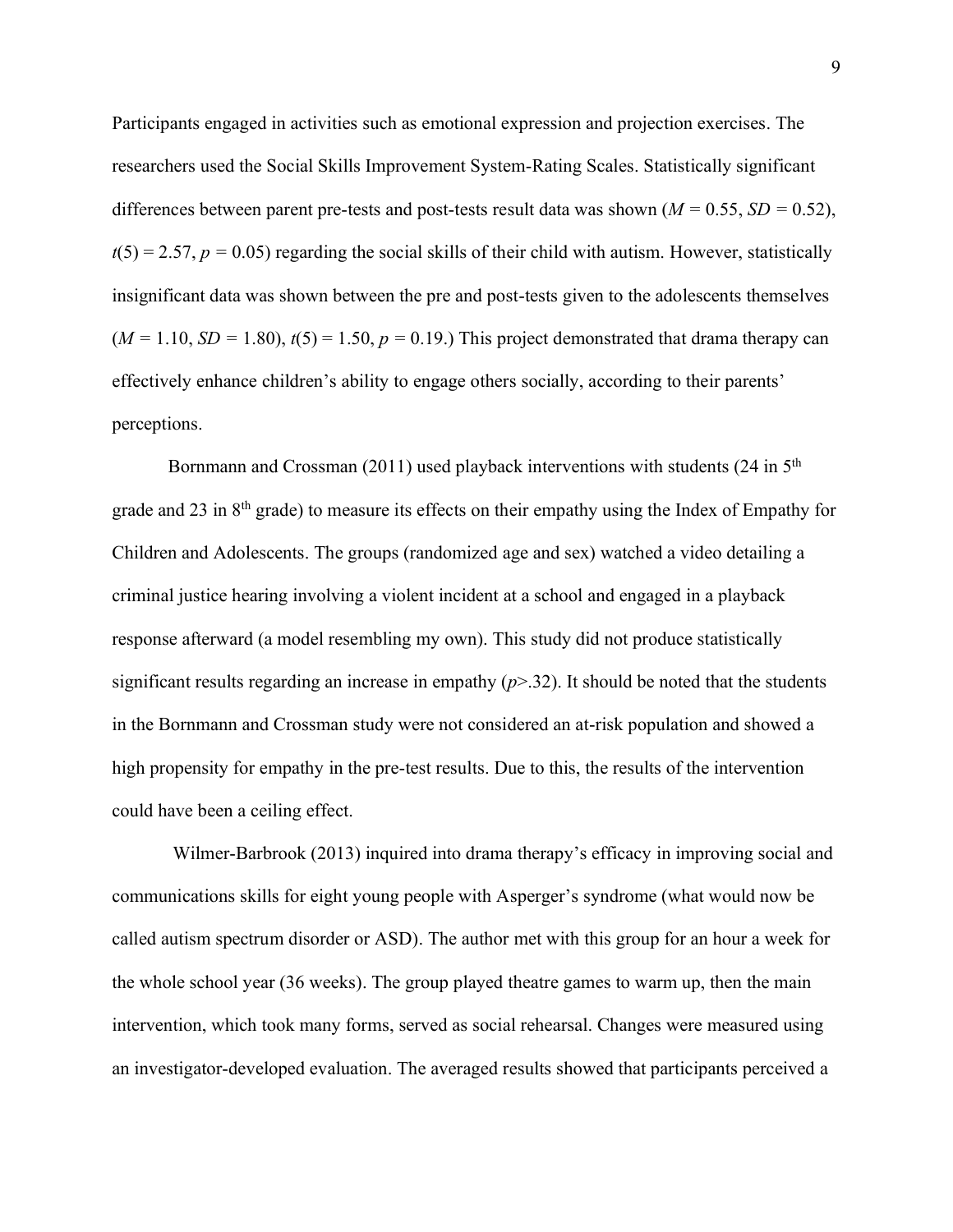Participants engaged in activities such as emotional expression and projection exercises. The researchers used the Social Skills Improvement System-Rating Scales. Statistically significant differences between parent pre-tests and post-tests result data was shown ($M = 0.55$, $SD = 0.52$), $t(5) = 2.57$, $p = 0.05$) regarding the social skills of their child with autism. However, statistically insignificant data was shown between the pre and post-tests given to the adolescents themselves ($M = 1.10$, $SD = 1.80$), $t(5) = 1.50$, $p = 0.19$.) This project demonstrated that drama therapy can effectively enhance children's ability to engage others socially, according to their parents' perceptions.

Bornmann and Crossman (2011) used playback interventions with students (24 in 5th grade and 23 in 8th grade) to measure its effects on their empathy using the Index of Empathy for Children and Adolescents. The groups (randomized age and sex) watched a video detailing a criminal justice hearing involving a violent incident at a school and engaged in a playback response afterward (a model resembling my own). This study did not produce statistically significant results regarding an increase in empathy ($p > .32$). It should be noted that the students in the Bornmann and Crossman study were not considered an at-risk population and showed a high propensity for empathy in the pre-test results. Due to this, the results of the intervention could have been a ceiling effect.

Wilmer-Barbrook (2013) inquired into drama therapy's efficacy in improving social and communications skills for eight young people with Asperger's syndrome (what would now be called autism spectrum disorder or ASD). The author met with this group for an hour a week for the whole school year (36 weeks). The group played theatre games to warm up, then the main intervention, which took many forms, served as social rehearsal. Changes were measured using an investigator-developed evaluation. The averaged results showed that participants perceived a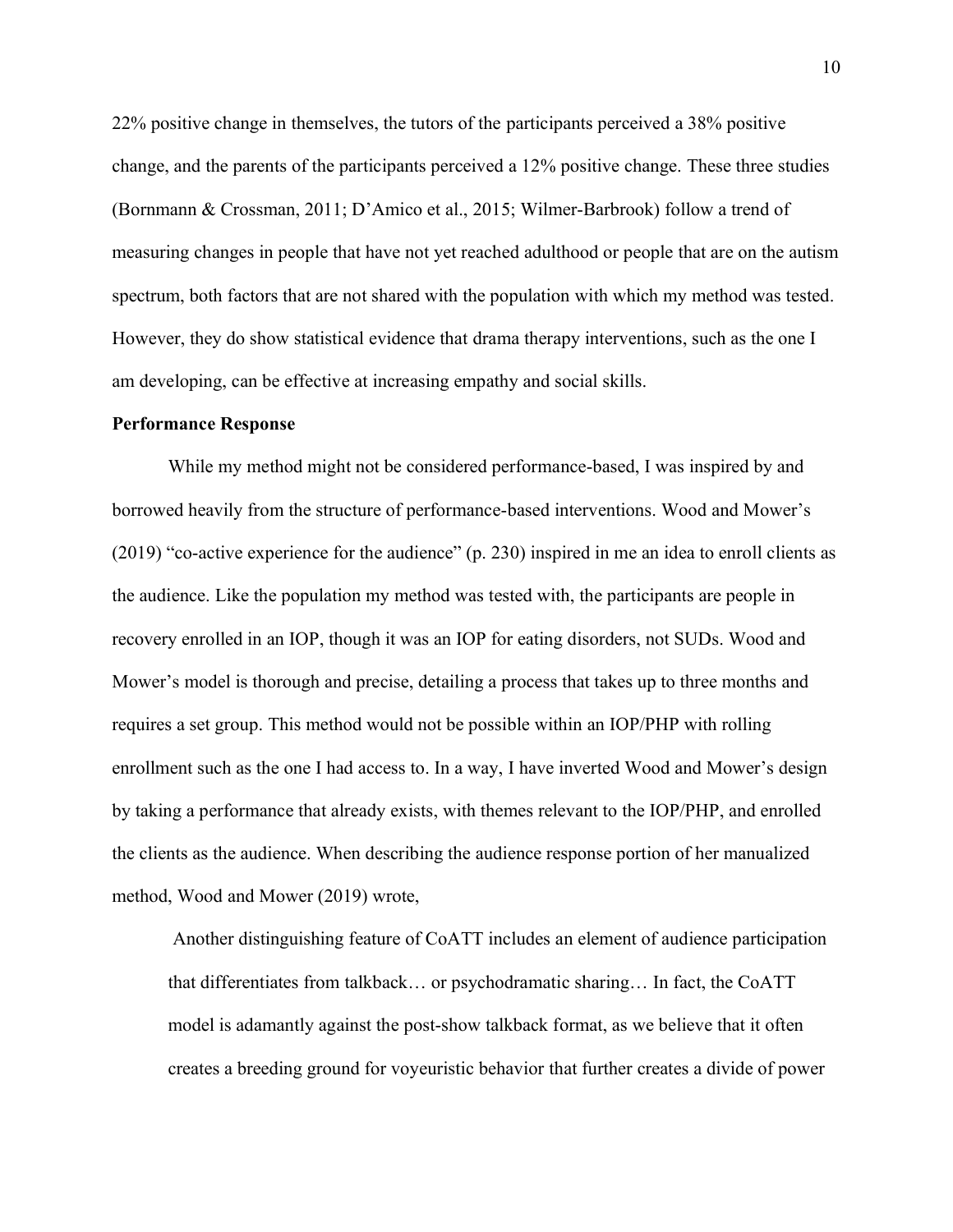22% positive change in themselves, the tutors of the participants perceived a 38% positive change, and the parents of the participants perceived a 12% positive change. These three studies (Bornmann & Crossman, 2011; D'Amico et al., 2015; Wilmer-Barbrook) follow a trend of measuring changes in people that have not yet reached adulthood or people that are on the autism spectrum, both factors that are not shared with the population with which my method was tested. However, they do show statistical evidence that drama therapy interventions, such as the one I am developing, can be effective at increasing empathy and social skills.

**Performance Response**

While my method might not be considered performance-based, I was inspired by and borrowed heavily from the structure of performance-based interventions. Wood and Mower's (2019) "co-active experience for the audience" (p. 230) inspired in me an idea to enroll clients as the audience. Like the population my method was tested with, the participants are people in recovery enrolled in an IOP, though it was an IOP for eating disorders, not SUDs. Wood and Mower's model is thorough and precise, detailing a process that takes up to three months and requires a set group. This method would not be possible within an IOP/PHP with rolling enrollment such as the one I had access to. In a way, I have inverted Wood and Mower's design by taking a performance that already exists, with themes relevant to the IOP/PHP, and enrolled the clients as the audience. When describing the audience response portion of her manualized method, Wood and Mower (2019) wrote,

> Another distinguishing feature of CoATT includes an element of audience participation that differentiates from talkback… or psychodramatic sharing… In fact, the CoATT model is adamantly against the post-show talkback format, as we believe that it often creates a breeding ground for voyeuristic behavior that further creates a divide of power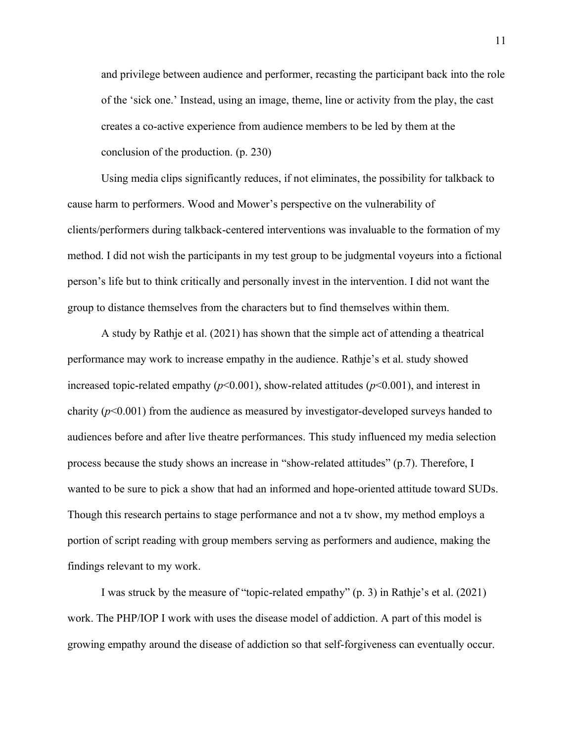> and privilege between audience and performer, recasting the participant back into the role of the 'sick one.' Instead, using an image, theme, line or activity from the play, the cast creates a co-active experience from audience members to be led by them at the conclusion of the production. (p. 230)

Using media clips significantly reduces, if not eliminates, the possibility for talkback to cause harm to performers. Wood and Mower's perspective on the vulnerability of clients/performers during talkback-centered interventions was invaluable to the formation of my method. I did not wish the participants in my test group to be judgmental voyeurs into a fictional person's life but to think critically and personally invest in the intervention. I did not want the group to distance themselves from the characters but to find themselves within them.

A study by Rathje et al. (2021) has shown that the simple act of attending a theatrical performance may work to increase empathy in the audience. Rathje's et al. study showed increased topic-related empathy ($p<0.001$), show-related attitudes ($p<0.001$), and interest in charity ($p<0.001$) from the audience as measured by investigator-developed surveys handed to audiences before and after live theatre performances. This study influenced my media selection process because the study shows an increase in "show-related attitudes" (p.7). Therefore, I wanted to be sure to pick a show that had an informed and hope-oriented attitude toward SUDs. Though this research pertains to stage performance and not a tv show, my method employs a portion of script reading with group members serving as performers and audience, making the findings relevant to my work.

I was struck by the measure of "topic-related empathy" (p. 3) in Rathje's et al. (2021) work. The PHP/IOP I work with uses the disease model of addiction. A part of this model is growing empathy around the disease of addiction so that self-forgiveness can eventually occur.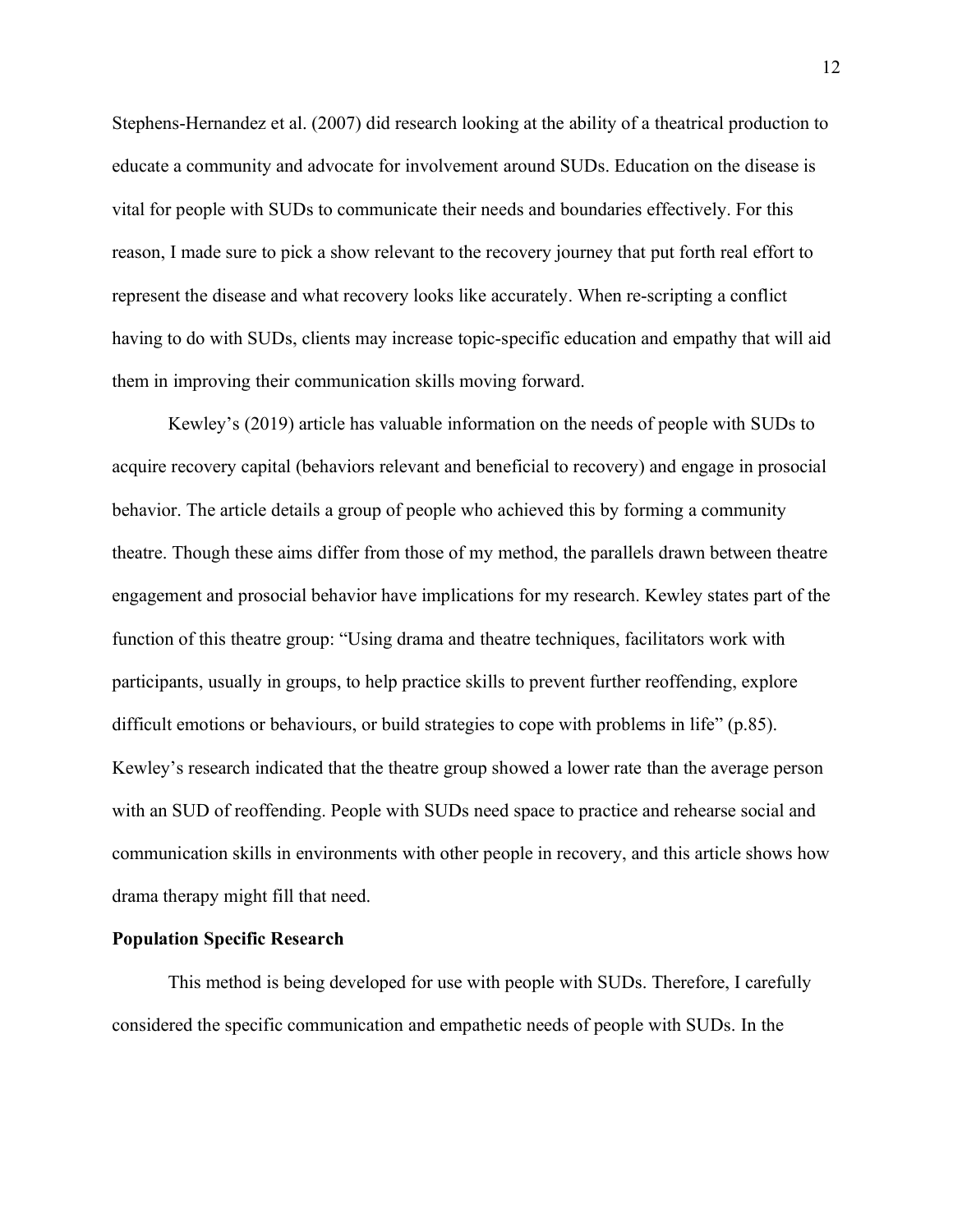Stephens-Hernandez et al. (2007) did research looking at the ability of a theatrical production to educate a community and advocate for involvement around SUDs. Education on the disease is vital for people with SUDs to communicate their needs and boundaries effectively. For this reason, I made sure to pick a show relevant to the recovery journey that put forth real effort to represent the disease and what recovery looks like accurately. When re-scripting a conflict having to do with SUDs, clients may increase topic-specific education and empathy that will aid them in improving their communication skills moving forward.

Kewley's (2019) article has valuable information on the needs of people with SUDs to acquire recovery capital (behaviors relevant and beneficial to recovery) and engage in prosocial behavior. The article details a group of people who achieved this by forming a community theatre. Though these aims differ from those of my method, the parallels drawn between theatre engagement and prosocial behavior have implications for my research. Kewley states part of the function of this theatre group: "Using drama and theatre techniques, facilitators work with participants, usually in groups, to help practice skills to prevent further reoffending, explore difficult emotions or behaviours, or build strategies to cope with problems in life" (p.85). Kewley's research indicated that the theatre group showed a lower rate than the average person with an SUD of reoffending. People with SUDs need space to practice and rehearse social and communication skills in environments with other people in recovery, and this article shows how drama therapy might fill that need.

**Population Specific Research**

This method is being developed for use with people with SUDs. Therefore, I carefully considered the specific communication and empathetic needs of people with SUDs. In the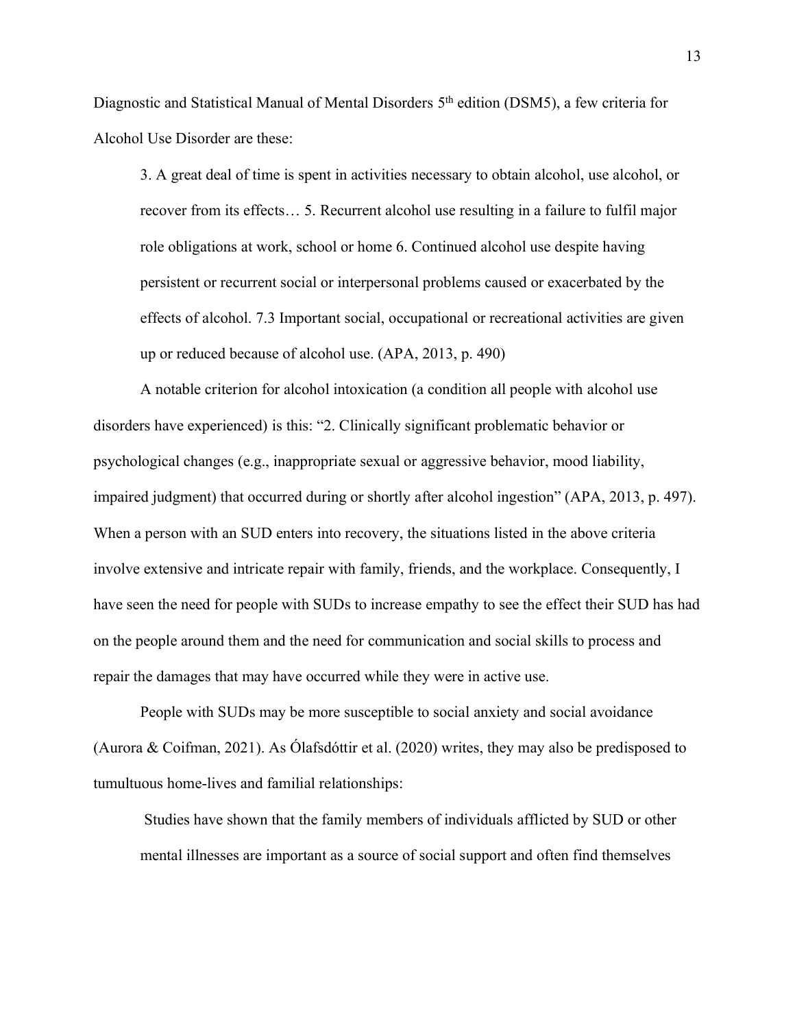Diagnostic and Statistical Manual of Mental Disorders 5th edition (DSM5), a few criteria for Alcohol Use Disorder are these:

> 3. A great deal of time is spent in activities necessary to obtain alcohol, use alcohol, or recover from its effects… 5. Recurrent alcohol use resulting in a failure to fulfil major role obligations at work, school or home 6. Continued alcohol use despite having persistent or recurrent social or interpersonal problems caused or exacerbated by the effects of alcohol. 7.3 Important social, occupational or recreational activities are given up or reduced because of alcohol use. (APA, 2013, p. 490)

A notable criterion for alcohol intoxication (a condition all people with alcohol use disorders have experienced) is this: "2. Clinically significant problematic behavior or psychological changes (e.g., inappropriate sexual or aggressive behavior, mood liability, impaired judgment) that occurred during or shortly after alcohol ingestion" (APA, 2013, p. 497). When a person with an SUD enters into recovery, the situations listed in the above criteria involve extensive and intricate repair with family, friends, and the workplace. Consequently, I have seen the need for people with SUDs to increase empathy to see the effect their SUD has had on the people around them and the need for communication and social skills to process and repair the damages that may have occurred while they were in active use.

People with SUDs may be more susceptible to social anxiety and social avoidance (Aurora & Coifman, 2021). As Ólafsdóttir et al. (2020) writes, they may also be predisposed to tumultuous home-lives and familial relationships:

> Studies have shown that the family members of individuals afflicted by SUD or other mental illnesses are important as a source of social support and often find themselves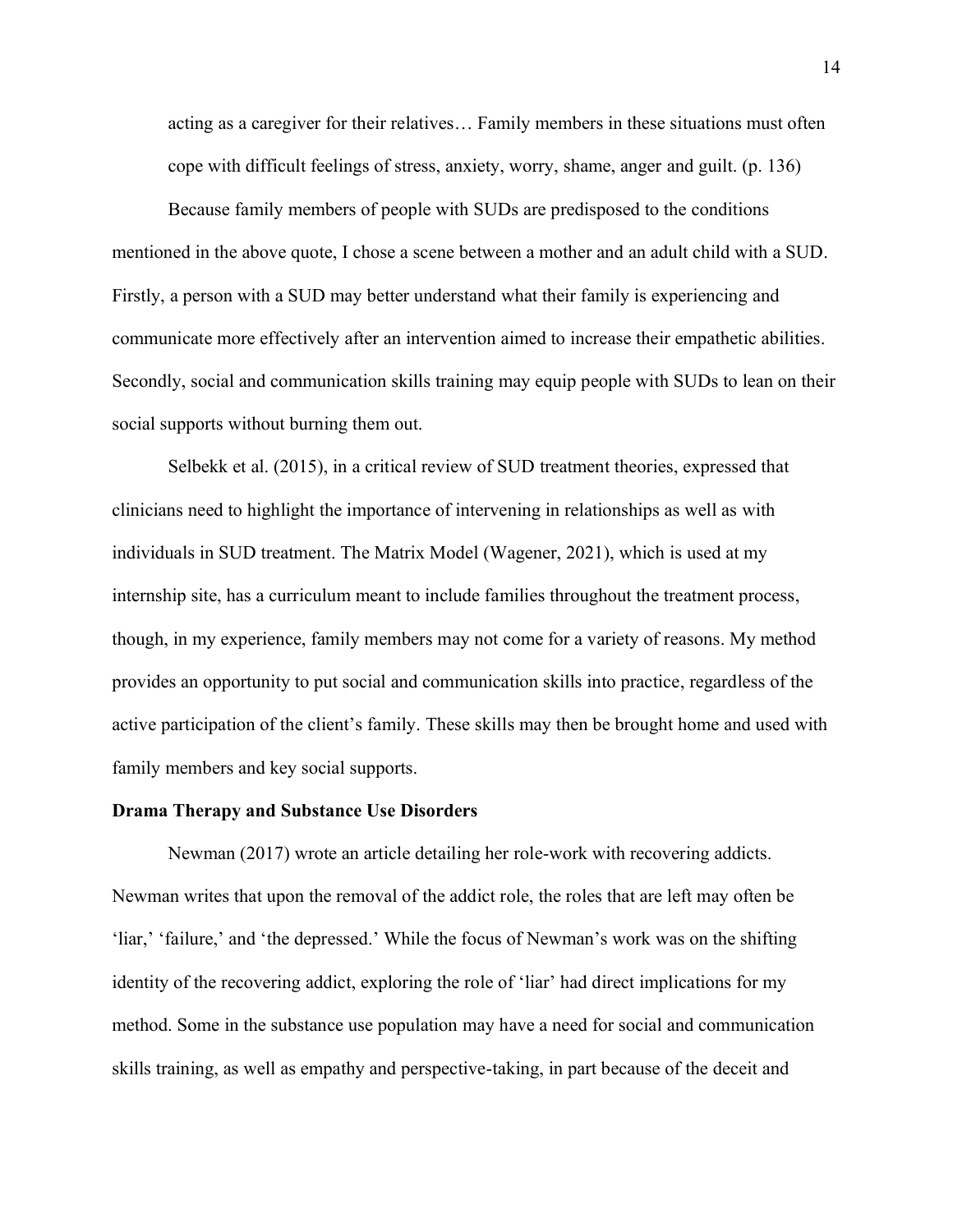> acting as a caregiver for their relatives… Family members in these situations must often cope with difficult feelings of stress, anxiety, worry, shame, anger and guilt. (p. 136)

Because family members of people with SUDs are predisposed to the conditions mentioned in the above quote, I chose a scene between a mother and an adult child with a SUD. Firstly, a person with a SUD may better understand what their family is experiencing and communicate more effectively after an intervention aimed to increase their empathetic abilities. Secondly, social and communication skills training may equip people with SUDs to lean on their social supports without burning them out.

Selbekk et al. (2015), in a critical review of SUD treatment theories, expressed that clinicians need to highlight the importance of intervening in relationships as well as with individuals in SUD treatment. The Matrix Model (Wagener, 2021), which is used at my internship site, has a curriculum meant to include families throughout the treatment process, though, in my experience, family members may not come for a variety of reasons. My method provides an opportunity to put social and communication skills into practice, regardless of the active participation of the client's family. These skills may then be brought home and used with family members and key social supports.

**Drama Therapy and Substance Use Disorders**

Newman (2017) wrote an article detailing her role-work with recovering addicts. Newman writes that upon the removal of the addict role, the roles that are left may often be 'liar,' 'failure,' and 'the depressed.' While the focus of Newman's work was on the shifting identity of the recovering addict, exploring the role of 'liar' had direct implications for my method. Some in the substance use population may have a need for social and communication skills training, as well as empathy and perspective-taking, in part because of the deceit and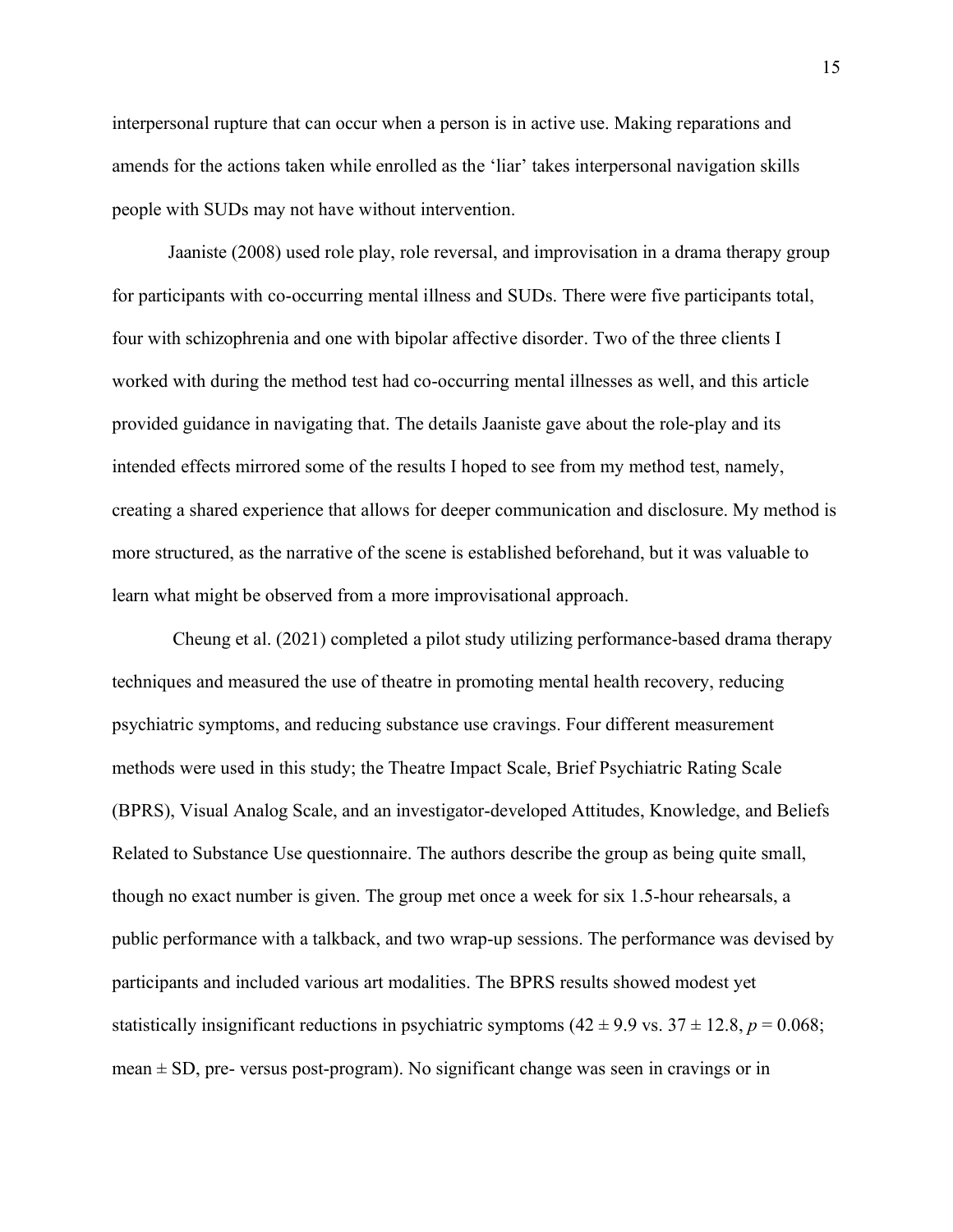interpersonal rupture that can occur when a person is in active use. Making reparations and amends for the actions taken while enrolled as the 'liar' takes interpersonal navigation skills people with SUDs may not have without intervention.

Jaaniste (2008) used role play, role reversal, and improvisation in a drama therapy group for participants with co-occurring mental illness and SUDs. There were five participants total, four with schizophrenia and one with bipolar affective disorder. Two of the three clients I worked with during the method test had co-occurring mental illnesses as well, and this article provided guidance in navigating that. The details Jaaniste gave about the role-play and its intended effects mirrored some of the results I hoped to see from my method test, namely, creating a shared experience that allows for deeper communication and disclosure. My method is more structured, as the narrative of the scene is established beforehand, but it was valuable to learn what might be observed from a more improvisational approach.

Cheung et al. (2021) completed a pilot study utilizing performance-based drama therapy techniques and measured the use of theatre in promoting mental health recovery, reducing psychiatric symptoms, and reducing substance use cravings. Four different measurement methods were used in this study; the Theatre Impact Scale, Brief Psychiatric Rating Scale (BPRS), Visual Analog Scale, and an investigator-developed Attitudes, Knowledge, and Beliefs Related to Substance Use questionnaire. The authors describe the group as being quite small, though no exact number is given. The group met once a week for six 1.5-hour rehearsals, a public performance with a talkback, and two wrap-up sessions. The performance was devised by participants and included various art modalities. The BPRS results showed modest yet statistically insignificant reductions in psychiatric symptoms ($42 \pm 9.9$ vs. $37 \pm 12.8$, $p = 0.068$; mean $\pm$ SD, pre- versus post-program). No significant change was seen in cravings or in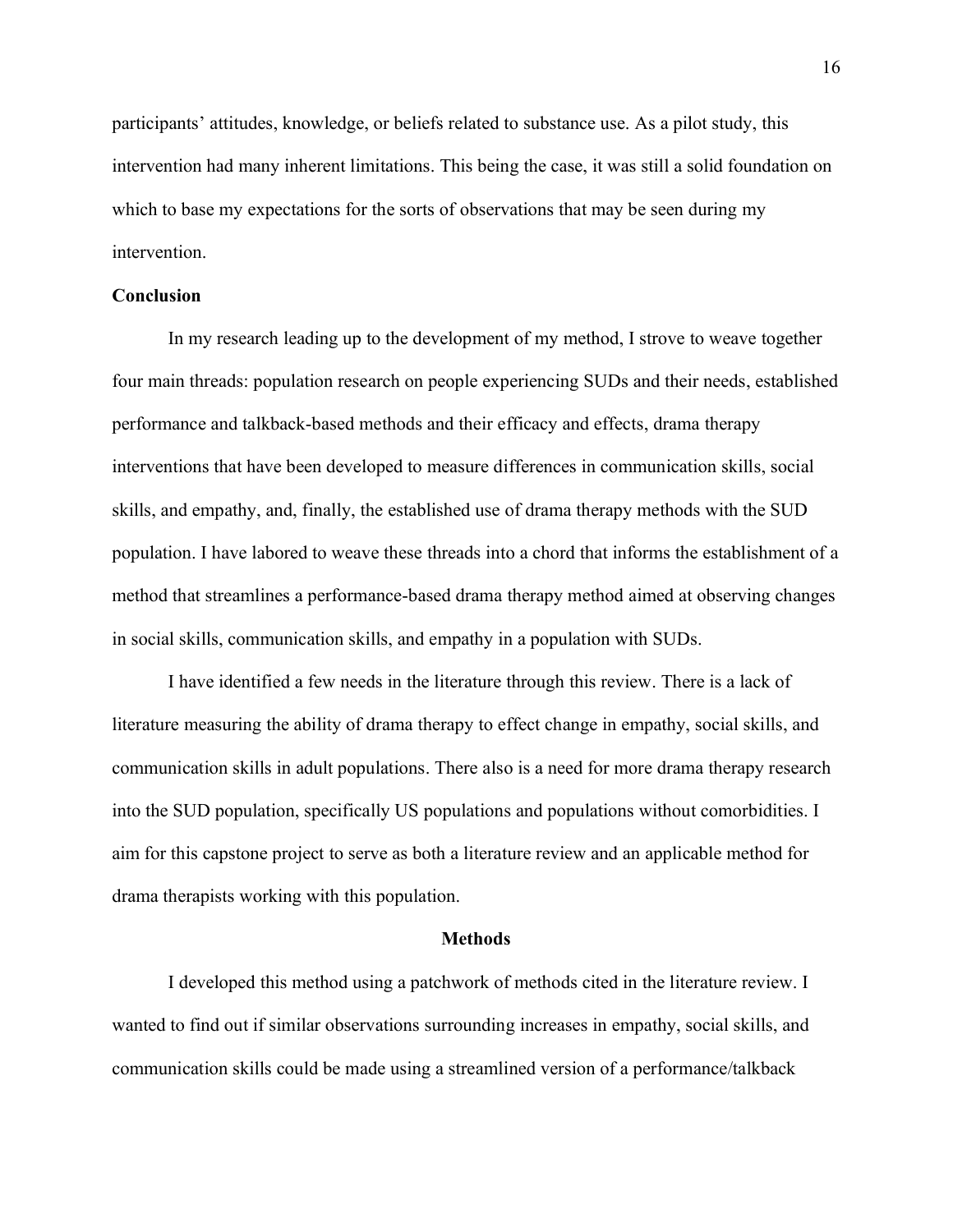participants' attitudes, knowledge, or beliefs related to substance use. As a pilot study, this intervention had many inherent limitations. This being the case, it was still a solid foundation on which to base my expectations for the sorts of observations that may be seen during my intervention.

### Conclusion

In my research leading up to the development of my method, I strove to weave together four main threads: population research on people experiencing SUDs and their needs, established performance and talkback-based methods and their efficacy and effects, drama therapy interventions that have been developed to measure differences in communication skills, social skills, and empathy, and, finally, the established use of drama therapy methods with the SUD population. I have labored to weave these threads into a chord that informs the establishment of a method that streamlines a performance-based drama therapy method aimed at observing changes in social skills, communication skills, and empathy in a population with SUDs.

I have identified a few needs in the literature through this review. There is a lack of literature measuring the ability of drama therapy to effect change in empathy, social skills, and communication skills in adult populations. There also is a need for more drama therapy research into the SUD population, specifically US populations and populations without comorbidities. I aim for this capstone project to serve as both a literature review and an applicable method for drama therapists working with this population.

## Methods

I developed this method using a patchwork of methods cited in the literature review. I wanted to find out if similar observations surrounding increases in empathy, social skills, and communication skills could be made using a streamlined version of a performance/talkback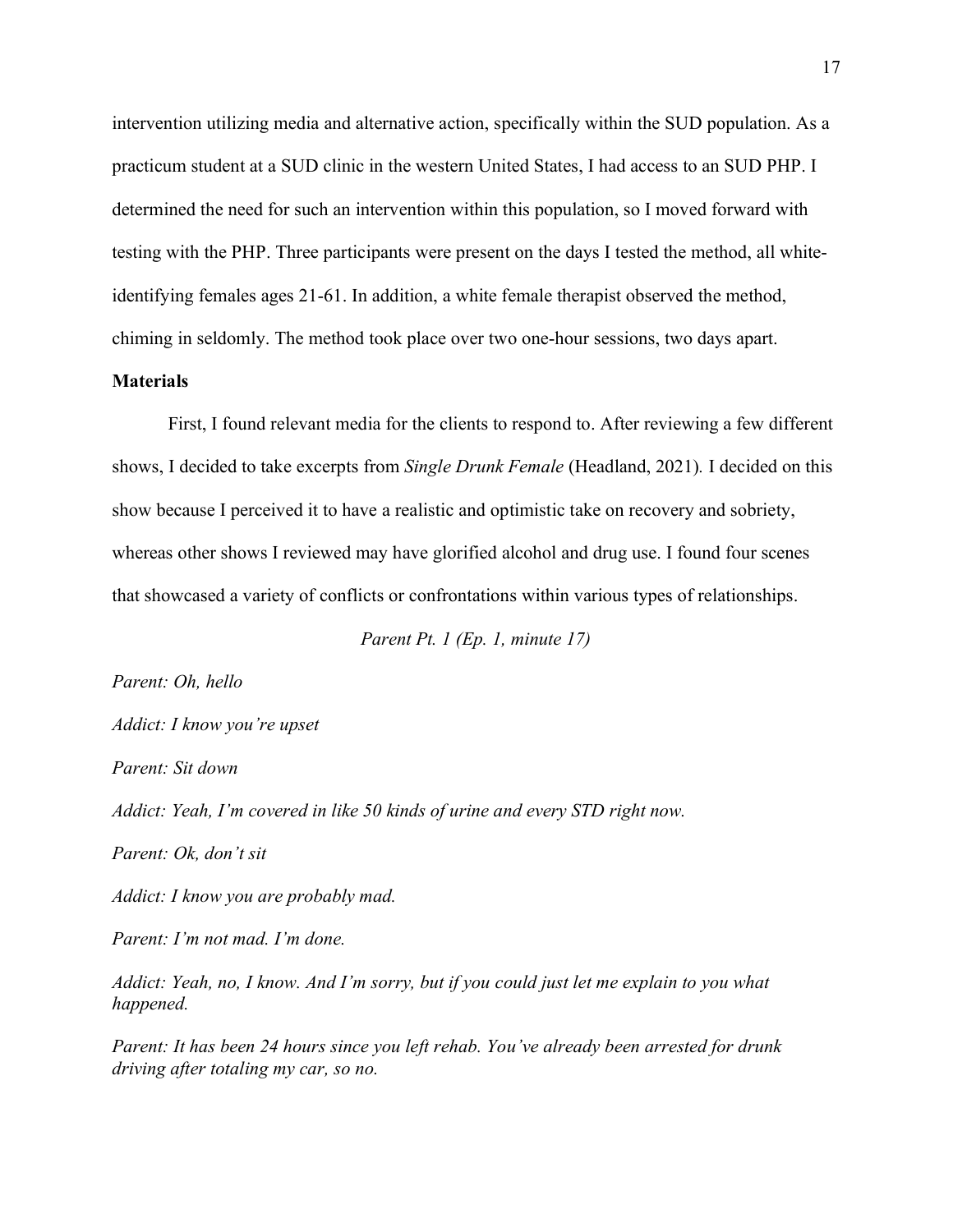intervention utilizing media and alternative action, specifically within the SUD population. As a practicum student at a SUD clinic in the western United States, I had access to an SUD PHP. I determined the need for such an intervention within this population, so I moved forward with testing with the PHP. Three participants were present on the days I tested the method, all white-identifying females ages 21-61. In addition, a white female therapist observed the method, chiming in seldomly. The method took place over two one-hour sessions, two days apart.

**Materials**

First, I found relevant media for the clients to respond to. After reviewing a few different shows, I decided to take excerpts from *Single Drunk Female* (Headland, 2021). I decided on this show because I perceived it to have a realistic and optimistic take on recovery and sobriety, whereas other shows I reviewed may have glorified alcohol and drug use. I found four scenes that showcased a variety of conflicts or confrontations within various types of relationships.

*Parent Pt. 1 (Ep. 1, minute 17)*

*Parent: Oh, hello*

*Addict: I know you're upset*

*Parent: Sit down*

*Addict: Yeah, I'm covered in like 50 kinds of urine and every STD right now.*

*Parent: Ok, don't sit*

*Addict: I know you are probably mad.*

*Parent: I'm not mad. I'm done.*

*Addict: Yeah, no, I know. And I'm sorry, but if you could just let me explain to you what happened.*

*Parent: It has been 24 hours since you left rehab. You've already been arrested for drunk driving after totaling my car, so no.*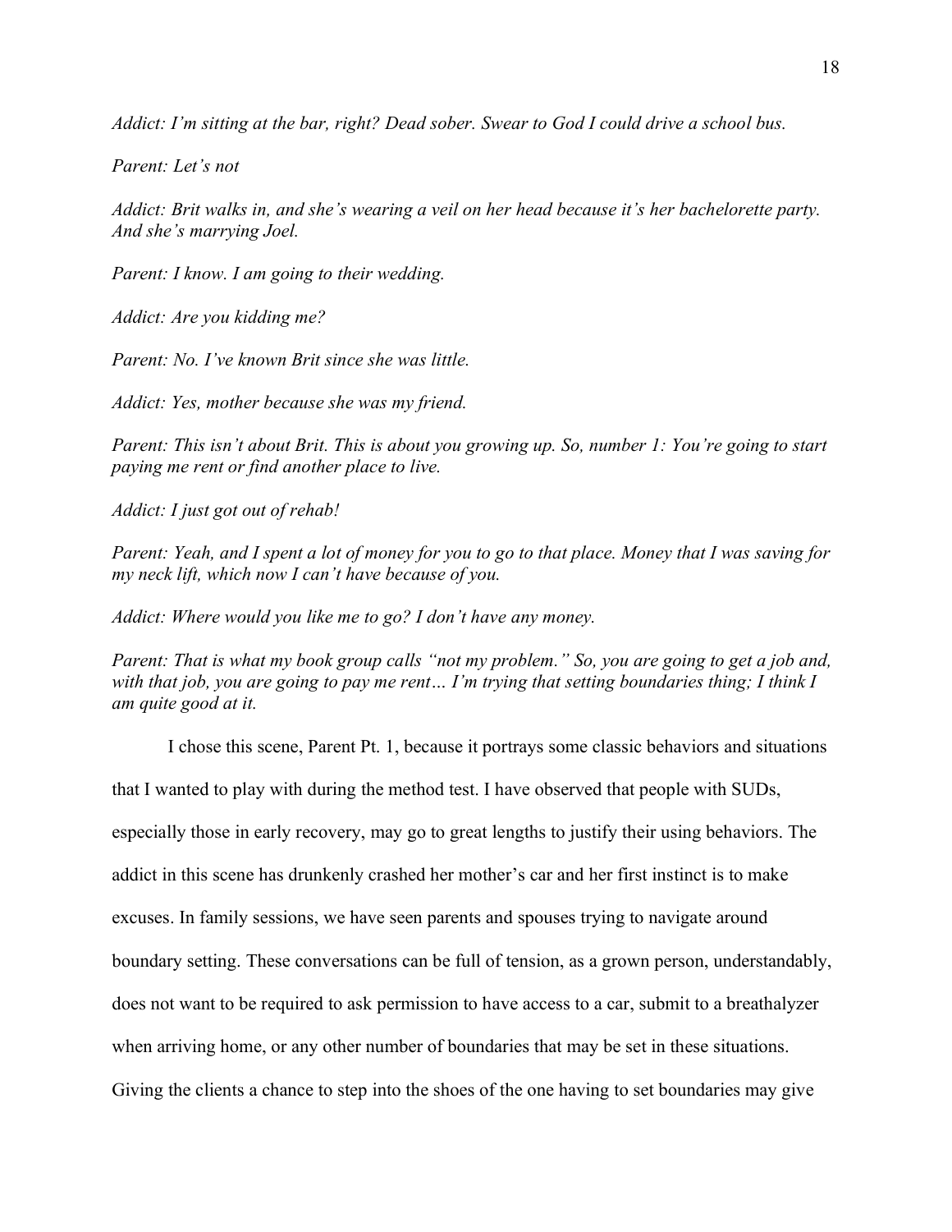*Addict: I'm sitting at the bar, right? Dead sober. Swear to God I could drive a school bus.*

*Parent: Let's not*

*Addict: Brit walks in, and she's wearing a veil on her head because it's her bachelorette party. And she's marrying Joel.*

*Parent: I know. I am going to their wedding.*

*Addict: Are you kidding me?*

*Parent: No. I've known Brit since she was little.*

*Addict: Yes, mother because she was my friend.*

*Parent: This isn't about Brit. This is about you growing up. So, number 1: You're going to start paying me rent or find another place to live.*

*Addict: I just got out of rehab!*

*Parent: Yeah, and I spent a lot of money for you to go to that place. Money that I was saving for my neck lift, which now I can't have because of you.*

*Addict: Where would you like me to go? I don't have any money.*

*Parent: That is what my book group calls "not my problem." So, you are going to get a job and, with that job, you are going to pay me rent… I'm trying that setting boundaries thing; I think I am quite good at it.*

I chose this scene, Parent Pt. 1, because it portrays some classic behaviors and situations that I wanted to play with during the method test. I have observed that people with SUDs, especially those in early recovery, may go to great lengths to justify their using behaviors. The addict in this scene has drunkenly crashed her mother's car and her first instinct is to make excuses. In family sessions, we have seen parents and spouses trying to navigate around boundary setting. These conversations can be full of tension, as a grown person, understandably, does not want to be required to ask permission to have access to a car, submit to a breathalyzer when arriving home, or any other number of boundaries that may be set in these situations. Giving the clients a chance to step into the shoes of the one having to set boundaries may give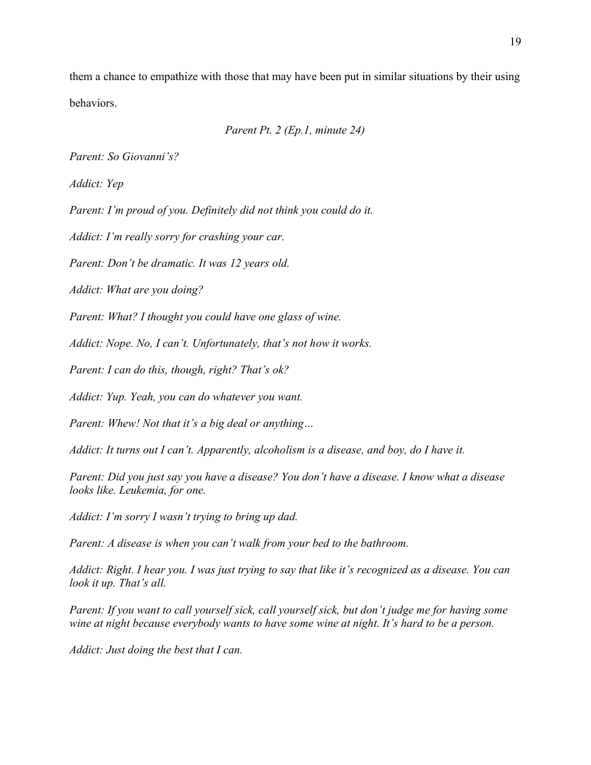them a chance to empathize with those that may have been put in similar situations by their using behaviors.

*Parent Pt. 2 (Ep.1, minute 24)*

*Parent: So Giovanni's?*

*Addict: Yep*

*Parent: I'm proud of you. Definitely did not think you could do it.*

*Addict: I'm really sorry for crashing your car.*

*Parent: Don't be dramatic. It was 12 years old.*

*Addict: What are you doing?*

*Parent: What? I thought you could have one glass of wine.*

*Addict: Nope. No, I can't. Unfortunately, that's not how it works.*

*Parent: I can do this, though, right? That's ok?*

*Addict: Yup. Yeah, you can do whatever you want.*

*Parent: Whew! Not that it's a big deal or anything…*

*Addict: It turns out I can't. Apparently, alcoholism is a disease, and boy, do I have it.*

*Parent: Did you just say you have a disease? You don't have a disease. I know what a disease looks like. Leukemia, for one.*

*Addict: I'm sorry I wasn't trying to bring up dad.*

*Parent: A disease is when you can't walk from your bed to the bathroom.*

*Addict: Right. I hear you. I was just trying to say that like it's recognized as a disease. You can look it up. That's all.*

*Parent: If you want to call yourself sick, call yourself sick, but don't judge me for having some wine at night because everybody wants to have some wine at night. It's hard to be a person.*

*Addict: Just doing the best that I can.*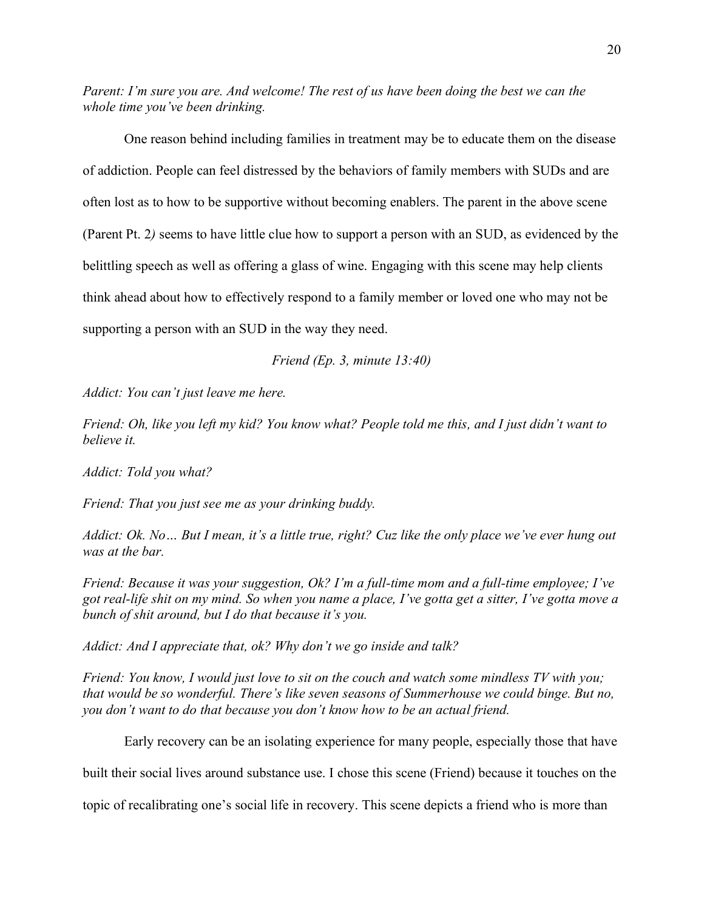*Parent: I'm sure you are. And welcome! The rest of us have been doing the best we can the whole time you've been drinking.*

One reason behind including families in treatment may be to educate them on the disease of addiction. People can feel distressed by the behaviors of family members with SUDs and are often lost as to how to be supportive without becoming enablers. The parent in the above scene (Parent Pt. 2*)* seems to have little clue how to support a person with an SUD, as evidenced by the belittling speech as well as offering a glass of wine. Engaging with this scene may help clients think ahead about how to effectively respond to a family member or loved one who may not be supporting a person with an SUD in the way they need.

*Friend (Ep. 3, minute 13:40)*

*Addict: You can't just leave me here.*

*Friend: Oh, like you left my kid? You know what? People told me this, and I just didn't want to believe it.*

*Addict: Told you what?*

*Friend: That you just see me as your drinking buddy.*

*Addict: Ok. No… But I mean, it's a little true, right? Cuz like the only place we've ever hung out was at the bar.*

*Friend: Because it was your suggestion, Ok? I'm a full-time mom and a full-time employee; I've got real-life shit on my mind. So when you name a place, I've gotta get a sitter, I've gotta move a bunch of shit around, but I do that because it's you.*

*Addict: And I appreciate that, ok? Why don't we go inside and talk?*

*Friend: You know, I would just love to sit on the couch and watch some mindless TV with you; that would be so wonderful. There's like seven seasons of Summerhouse we could binge. But no, you don't want to do that because you don't know how to be an actual friend.*

Early recovery can be an isolating experience for many people, especially those that have built their social lives around substance use. I chose this scene (Friend) because it touches on the topic of recalibrating one's social life in recovery. This scene depicts a friend who is more than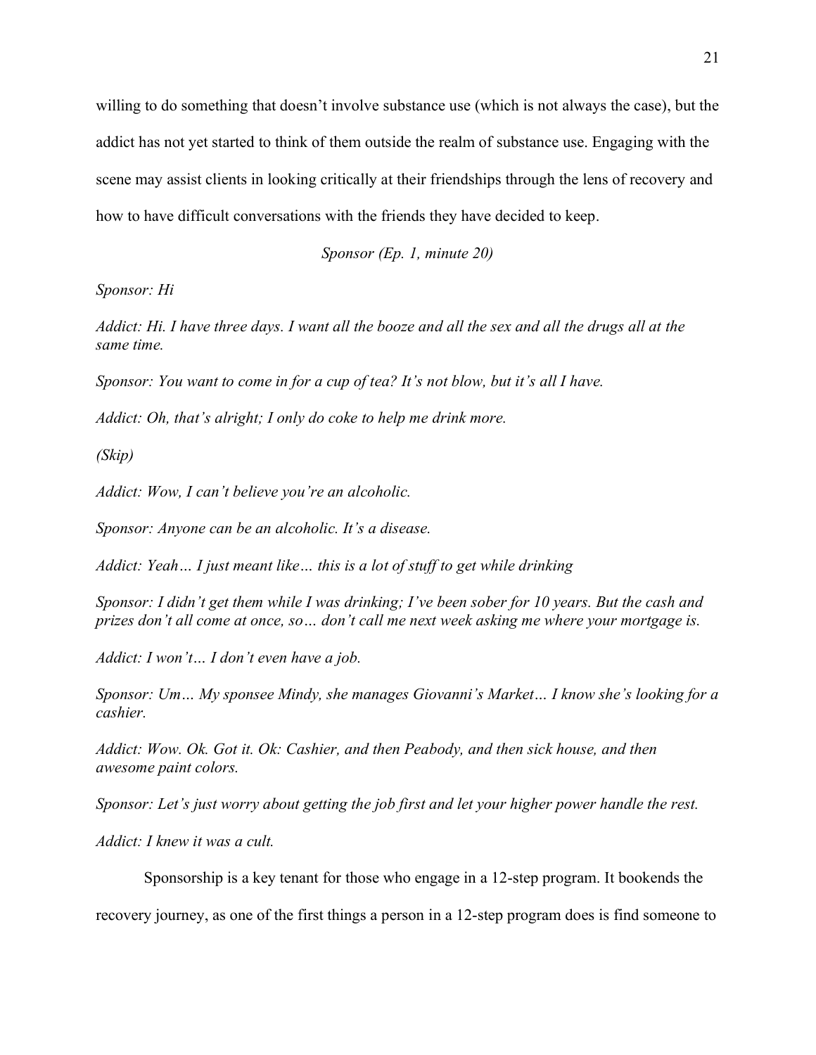willing to do something that doesn't involve substance use (which is not always the case), but the addict has not yet started to think of them outside the realm of substance use. Engaging with the scene may assist clients in looking critically at their friendships through the lens of recovery and how to have difficult conversations with the friends they have decided to keep.

*Sponsor (Ep. 1, minute 20)*

*Sponsor: Hi*

*Addict: Hi. I have three days. I want all the booze and all the sex and all the drugs all at the same time.*

*Sponsor: You want to come in for a cup of tea? It's not blow, but it's all I have.*

*Addict: Oh, that's alright; I only do coke to help me drink more.*

*(Skip)*

*Addict: Wow, I can't believe you're an alcoholic.*

*Sponsor: Anyone can be an alcoholic. It's a disease.*

*Addict: Yeah… I just meant like… this is a lot of stuff to get while drinking*

*Sponsor: I didn't get them while I was drinking; I've been sober for 10 years. But the cash and prizes don't all come at once, so… don't call me next week asking me where your mortgage is.*

*Addict: I won't… I don't even have a job.*

*Sponsor: Um… My sponsee Mindy, she manages Giovanni's Market… I know she's looking for a cashier.*

*Addict: Wow. Ok. Got it. Ok: Cashier, and then Peabody, and then sick house, and then awesome paint colors.*

*Sponsor: Let's just worry about getting the job first and let your higher power handle the rest.*

*Addict: I knew it was a cult.*

Sponsorship is a key tenant for those who engage in a 12-step program. It bookends the recovery journey, as one of the first things a person in a 12-step program does is find someone to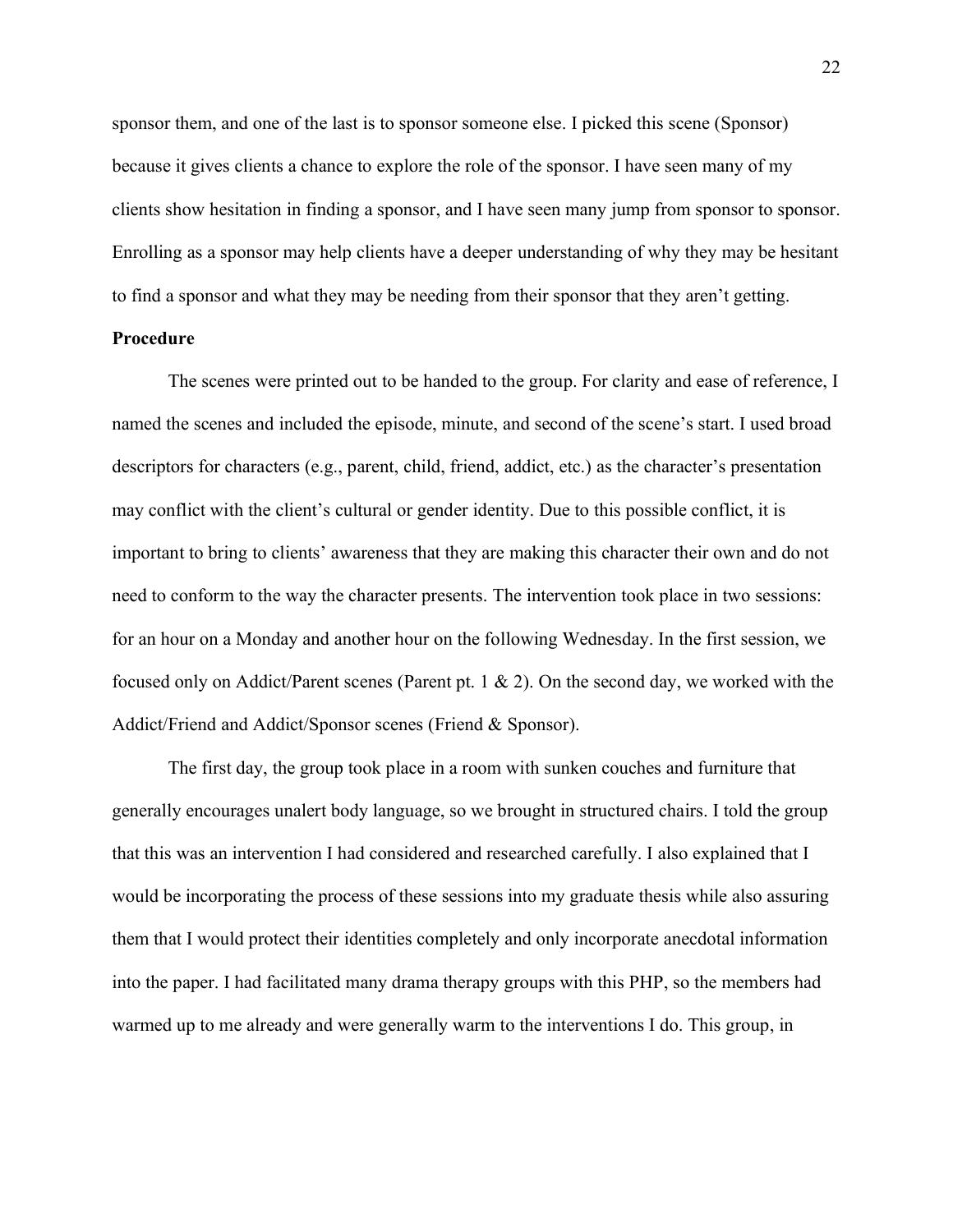sponsor them, and one of the last is to sponsor someone else. I picked this scene (Sponsor) because it gives clients a chance to explore the role of the sponsor. I have seen many of my clients show hesitation in finding a sponsor, and I have seen many jump from sponsor to sponsor. Enrolling as a sponsor may help clients have a deeper understanding of why they may be hesitant to find a sponsor and what they may be needing from their sponsor that they aren't getting.

**Procedure**

The scenes were printed out to be handed to the group. For clarity and ease of reference, I named the scenes and included the episode, minute, and second of the scene's start. I used broad descriptors for characters (e.g., parent, child, friend, addict, etc.) as the character's presentation may conflict with the client's cultural or gender identity. Due to this possible conflict, it is important to bring to clients' awareness that they are making this character their own and do not need to conform to the way the character presents. The intervention took place in two sessions: for an hour on a Monday and another hour on the following Wednesday. In the first session, we focused only on Addict/Parent scenes (Parent pt. 1 & 2). On the second day, we worked with the Addict/Friend and Addict/Sponsor scenes (Friend & Sponsor).

The first day, the group took place in a room with sunken couches and furniture that generally encourages unalert body language, so we brought in structured chairs. I told the group that this was an intervention I had considered and researched carefully. I also explained that I would be incorporating the process of these sessions into my graduate thesis while also assuring them that I would protect their identities completely and only incorporate anecdotal information into the paper. I had facilitated many drama therapy groups with this PHP, so the members had warmed up to me already and were generally warm to the interventions I do. This group, in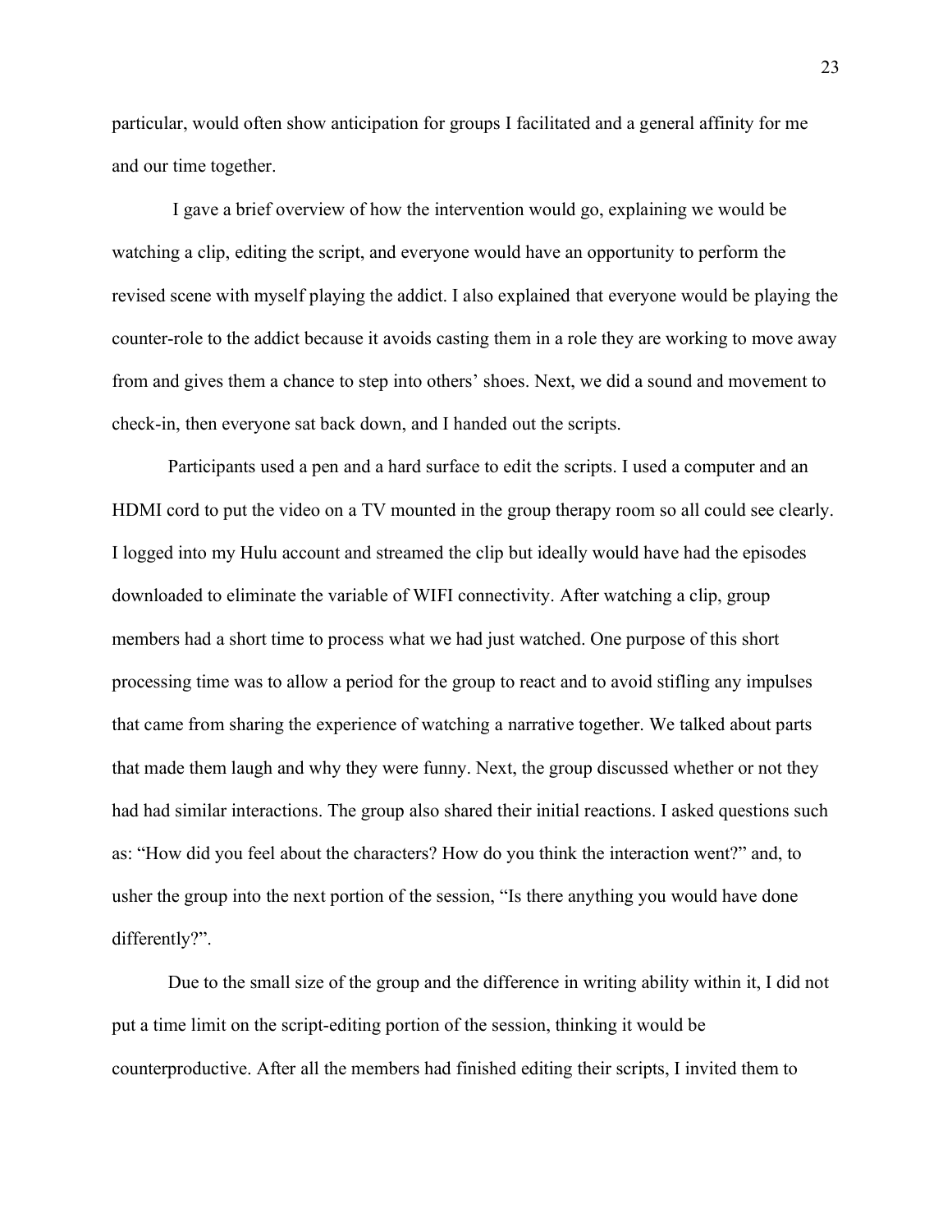particular, would often show anticipation for groups I facilitated and a general affinity for me and our time together.

I gave a brief overview of how the intervention would go, explaining we would be watching a clip, editing the script, and everyone would have an opportunity to perform the revised scene with myself playing the addict. I also explained that everyone would be playing the counter-role to the addict because it avoids casting them in a role they are working to move away from and gives them a chance to step into others' shoes. Next, we did a sound and movement to check-in, then everyone sat back down, and I handed out the scripts.

Participants used a pen and a hard surface to edit the scripts. I used a computer and an HDMI cord to put the video on a TV mounted in the group therapy room so all could see clearly. I logged into my Hulu account and streamed the clip but ideally would have had the episodes downloaded to eliminate the variable of WIFI connectivity. After watching a clip, group members had a short time to process what we had just watched. One purpose of this short processing time was to allow a period for the group to react and to avoid stifling any impulses that came from sharing the experience of watching a narrative together. We talked about parts that made them laugh and why they were funny. Next, the group discussed whether or not they had had similar interactions. The group also shared their initial reactions. I asked questions such as: "How did you feel about the characters? How do you think the interaction went?" and, to usher the group into the next portion of the session, "Is there anything you would have done differently?".

Due to the small size of the group and the difference in writing ability within it, I did not put a time limit on the script-editing portion of the session, thinking it would be counterproductive. After all the members had finished editing their scripts, I invited them to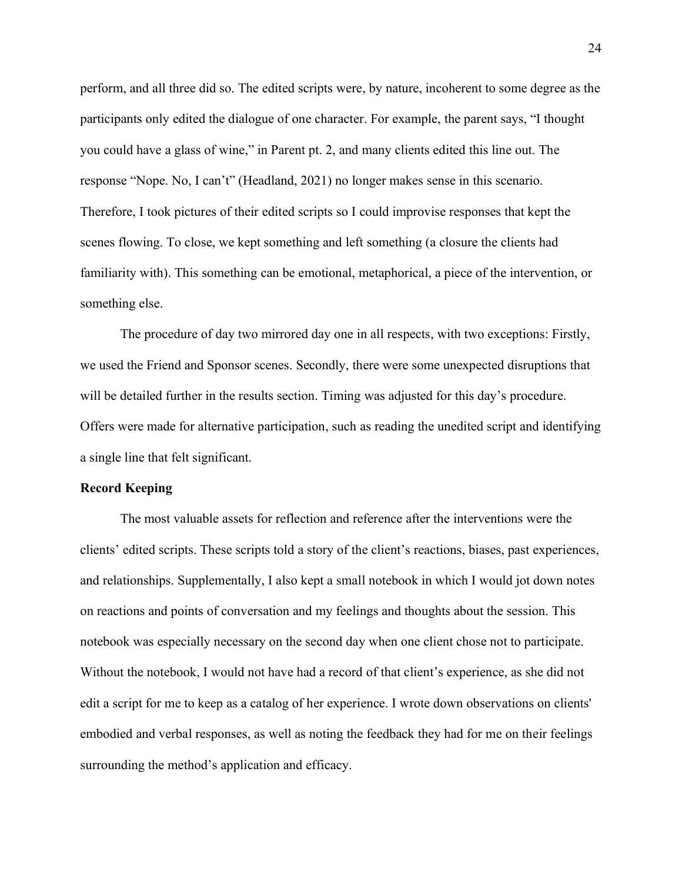perform, and all three did so. The edited scripts were, by nature, incoherent to some degree as the participants only edited the dialogue of one character. For example, the parent says, "I thought you could have a glass of wine," in Parent pt. 2, and many clients edited this line out. The response "Nope. No, I can't" (Headland, 2021) no longer makes sense in this scenario. Therefore, I took pictures of their edited scripts so I could improvise responses that kept the scenes flowing. To close, we kept something and left something (a closure the clients had familiarity with). This something can be emotional, metaphorical, a piece of the intervention, or something else.

The procedure of day two mirrored day one in all respects, with two exceptions: Firstly, we used the Friend and Sponsor scenes. Secondly, there were some unexpected disruptions that will be detailed further in the results section. Timing was adjusted for this day's procedure. Offers were made for alternative participation, such as reading the unedited script and identifying a single line that felt significant.

**Record Keeping**

The most valuable assets for reflection and reference after the interventions were the clients' edited scripts. These scripts told a story of the client's reactions, biases, past experiences, and relationships. Supplementally, I also kept a small notebook in which I would jot down notes on reactions and points of conversation and my feelings and thoughts about the session. This notebook was especially necessary on the second day when one client chose not to participate. Without the notebook, I would not have had a record of that client's experience, as she did not edit a script for me to keep as a catalog of her experience. I wrote down observations on clients' embodied and verbal responses, as well as noting the feedback they had for me on their feelings surrounding the method's application and efficacy.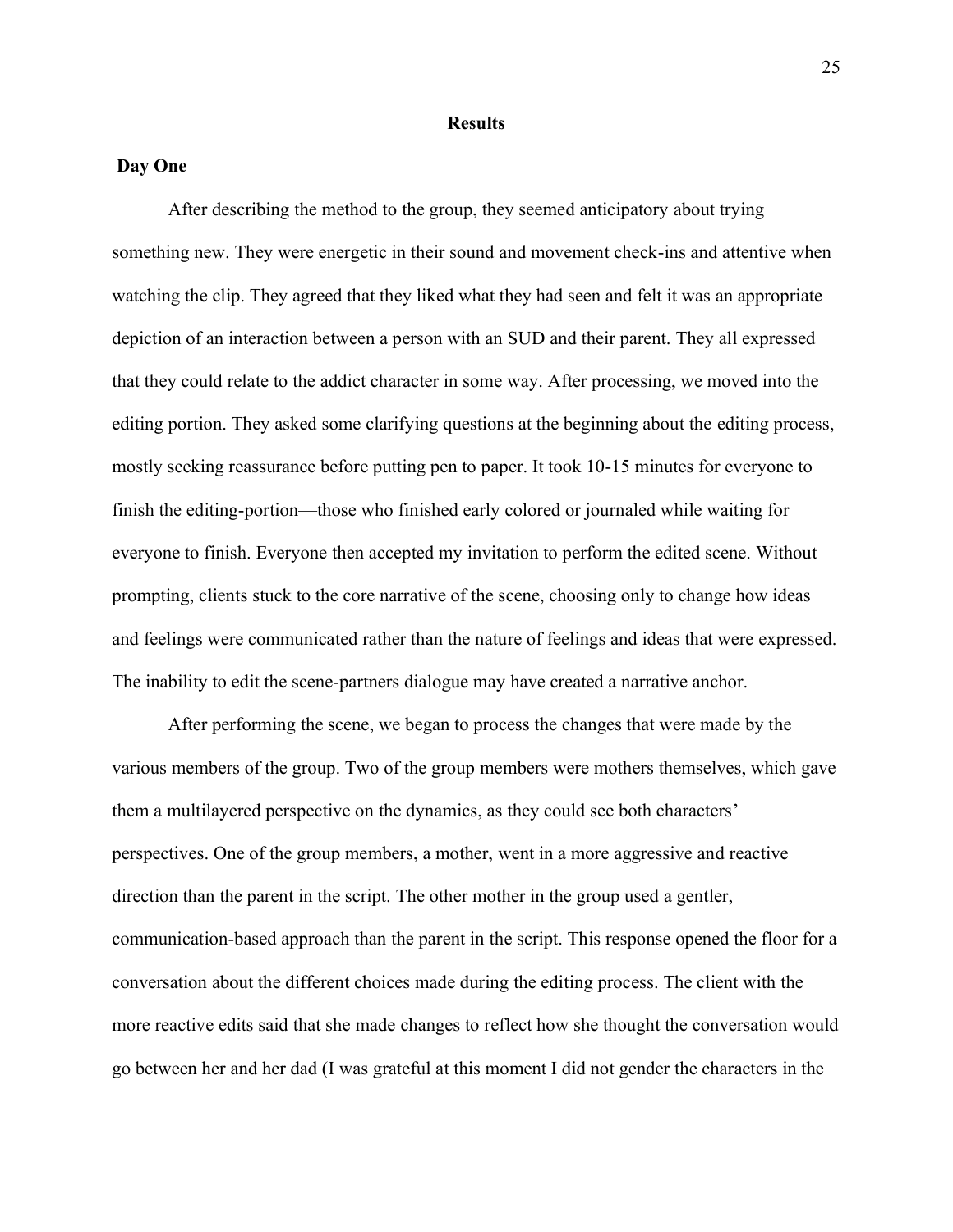## Results

### Day One

After describing the method to the group, they seemed anticipatory about trying something new. They were energetic in their sound and movement check-ins and attentive when watching the clip. They agreed that they liked what they had seen and felt it was an appropriate depiction of an interaction between a person with an SUD and their parent. They all expressed that they could relate to the addict character in some way. After processing, we moved into the editing portion. They asked some clarifying questions at the beginning about the editing process, mostly seeking reassurance before putting pen to paper. It took 10-15 minutes for everyone to finish the editing-portion—those who finished early colored or journaled while waiting for everyone to finish. Everyone then accepted my invitation to perform the edited scene. Without prompting, clients stuck to the core narrative of the scene, choosing only to change how ideas and feelings were communicated rather than the nature of feelings and ideas that were expressed. The inability to edit the scene-partners dialogue may have created a narrative anchor.

After performing the scene, we began to process the changes that were made by the various members of the group. Two of the group members were mothers themselves, which gave them a multilayered perspective on the dynamics, as they could see both characters' perspectives. One of the group members, a mother, went in a more aggressive and reactive direction than the parent in the script. The other mother in the group used a gentler, communication-based approach than the parent in the script. This response opened the floor for a conversation about the different choices made during the editing process. The client with the more reactive edits said that she made changes to reflect how she thought the conversation would go between her and her dad (I was grateful at this moment I did not gender the characters in the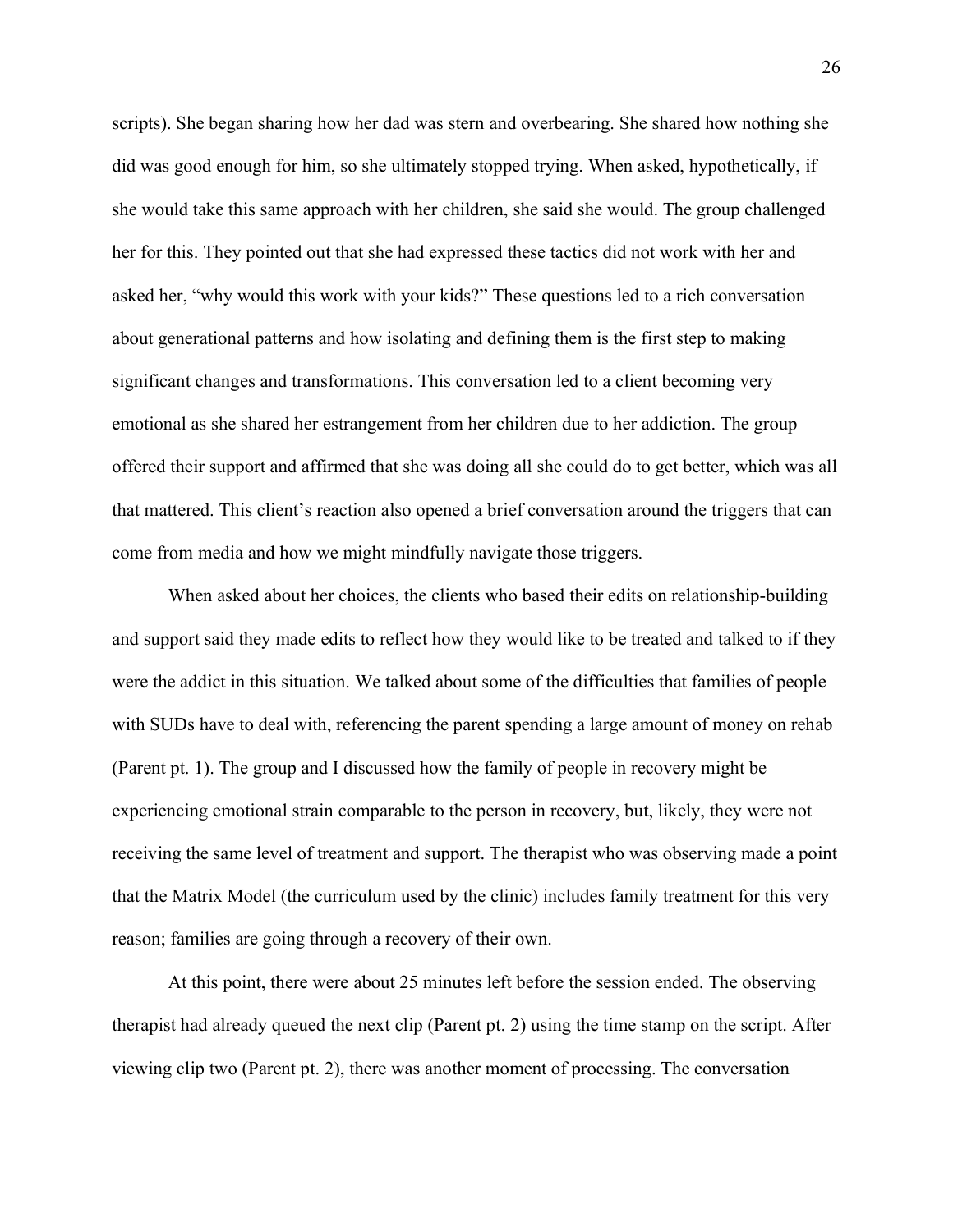scripts). She began sharing how her dad was stern and overbearing. She shared how nothing she did was good enough for him, so she ultimately stopped trying. When asked, hypothetically, if she would take this same approach with her children, she said she would. The group challenged her for this. They pointed out that she had expressed these tactics did not work with her and asked her, "why would this work with your kids?" These questions led to a rich conversation about generational patterns and how isolating and defining them is the first step to making significant changes and transformations. This conversation led to a client becoming very emotional as she shared her estrangement from her children due to her addiction. The group offered their support and affirmed that she was doing all she could do to get better, which was all that mattered. This client's reaction also opened a brief conversation around the triggers that can come from media and how we might mindfully navigate those triggers.

When asked about her choices, the clients who based their edits on relationship-building and support said they made edits to reflect how they would like to be treated and talked to if they were the addict in this situation. We talked about some of the difficulties that families of people with SUDs have to deal with, referencing the parent spending a large amount of money on rehab (Parent pt. 1). The group and I discussed how the family of people in recovery might be experiencing emotional strain comparable to the person in recovery, but, likely, they were not receiving the same level of treatment and support. The therapist who was observing made a point that the Matrix Model (the curriculum used by the clinic) includes family treatment for this very reason; families are going through a recovery of their own.

At this point, there were about 25 minutes left before the session ended. The observing therapist had already queued the next clip (Parent pt. 2) using the time stamp on the script. After viewing clip two (Parent pt. 2), there was another moment of processing. The conversation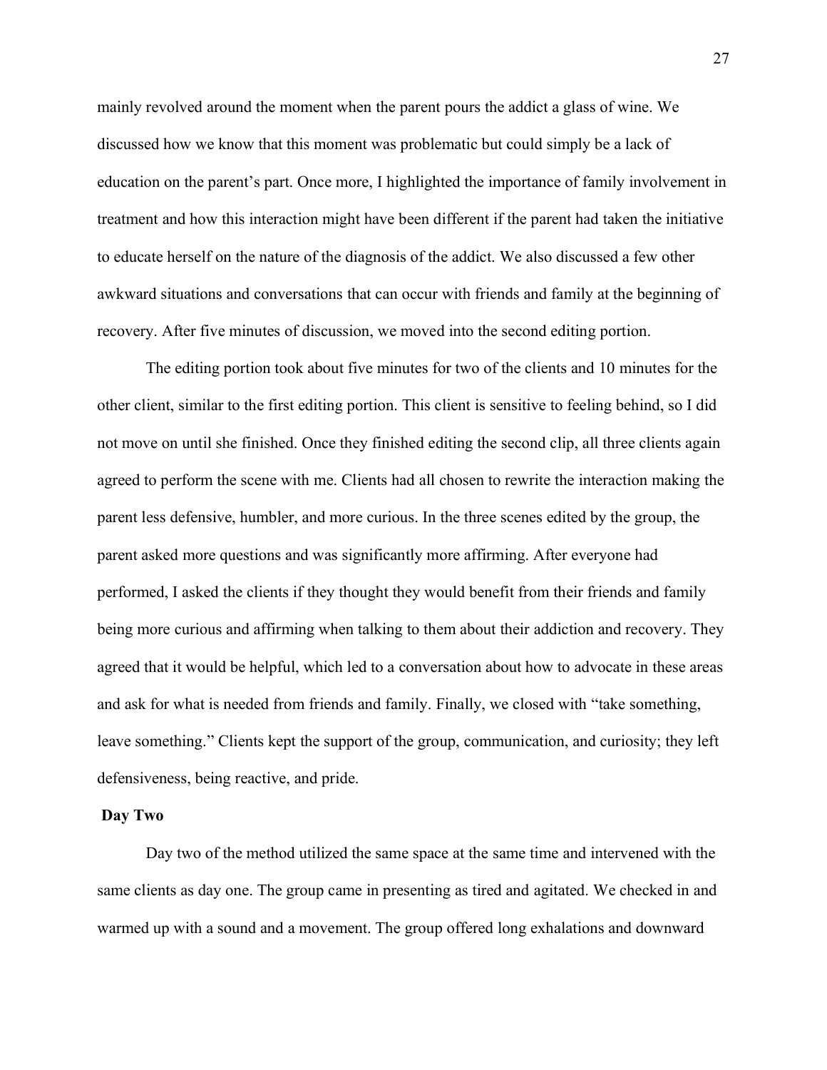mainly revolved around the moment when the parent pours the addict a glass of wine. We discussed how we know that this moment was problematic but could simply be a lack of education on the parent's part. Once more, I highlighted the importance of family involvement in treatment and how this interaction might have been different if the parent had taken the initiative to educate herself on the nature of the diagnosis of the addict. We also discussed a few other awkward situations and conversations that can occur with friends and family at the beginning of recovery. After five minutes of discussion, we moved into the second editing portion.

The editing portion took about five minutes for two of the clients and 10 minutes for the other client, similar to the first editing portion. This client is sensitive to feeling behind, so I did not move on until she finished. Once they finished editing the second clip, all three clients again agreed to perform the scene with me. Clients had all chosen to rewrite the interaction making the parent less defensive, humbler, and more curious. In the three scenes edited by the group, the parent asked more questions and was significantly more affirming. After everyone had performed, I asked the clients if they thought they would benefit from their friends and family being more curious and affirming when talking to them about their addiction and recovery. They agreed that it would be helpful, which led to a conversation about how to advocate in these areas and ask for what is needed from friends and family. Finally, we closed with "take something, leave something." Clients kept the support of the group, communication, and curiosity; they left defensiveness, being reactive, and pride.

**Day Two**

Day two of the method utilized the same space at the same time and intervened with the same clients as day one. The group came in presenting as tired and agitated. We checked in and warmed up with a sound and a movement. The group offered long exhalations and downward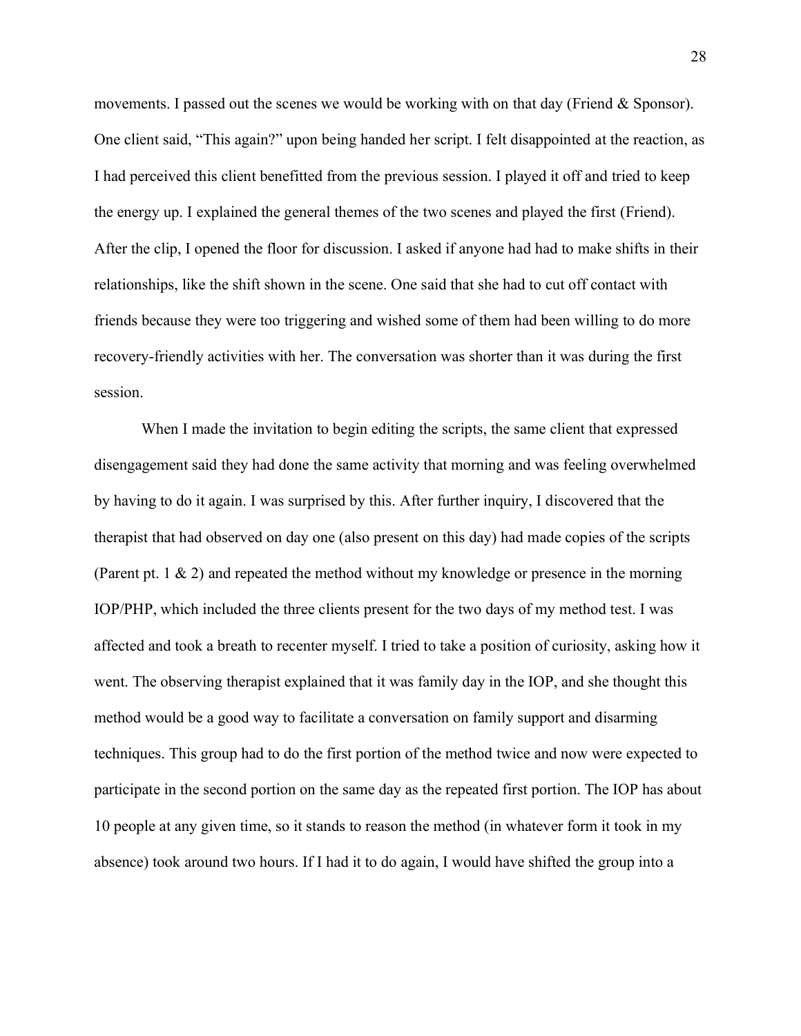movements. I passed out the scenes we would be working with on that day (Friend & Sponsor). One client said, "This again?" upon being handed her script. I felt disappointed at the reaction, as I had perceived this client benefitted from the previous session. I played it off and tried to keep the energy up. I explained the general themes of the two scenes and played the first (Friend). After the clip, I opened the floor for discussion. I asked if anyone had had to make shifts in their relationships, like the shift shown in the scene. One said that she had to cut off contact with friends because they were too triggering and wished some of them had been willing to do more recovery-friendly activities with her. The conversation was shorter than it was during the first session.

When I made the invitation to begin editing the scripts, the same client that expressed disengagement said they had done the same activity that morning and was feeling overwhelmed by having to do it again. I was surprised by this. After further inquiry, I discovered that the therapist that had observed on day one (also present on this day) had made copies of the scripts (Parent pt. 1 & 2) and repeated the method without my knowledge or presence in the morning IOP/PHP, which included the three clients present for the two days of my method test. I was affected and took a breath to recenter myself. I tried to take a position of curiosity, asking how it went. The observing therapist explained that it was family day in the IOP, and she thought this method would be a good way to facilitate a conversation on family support and disarming techniques. This group had to do the first portion of the method twice and now were expected to participate in the second portion on the same day as the repeated first portion. The IOP has about 10 people at any given time, so it stands to reason the method (in whatever form it took in my absence) took around two hours. If I had it to do again, I would have shifted the group into a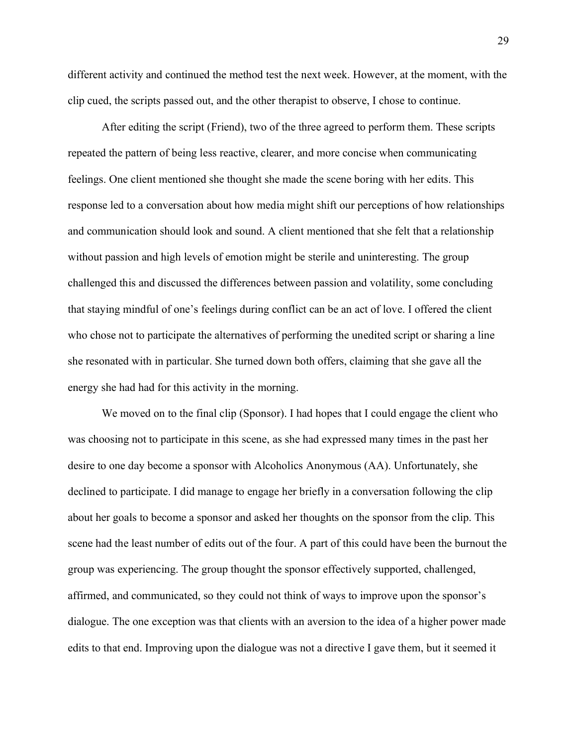different activity and continued the method test the next week. However, at the moment, with the clip cued, the scripts passed out, and the other therapist to observe, I chose to continue.

After editing the script (Friend), two of the three agreed to perform them. These scripts repeated the pattern of being less reactive, clearer, and more concise when communicating feelings. One client mentioned she thought she made the scene boring with her edits. This response led to a conversation about how media might shift our perceptions of how relationships and communication should look and sound. A client mentioned that she felt that a relationship without passion and high levels of emotion might be sterile and uninteresting. The group challenged this and discussed the differences between passion and volatility, some concluding that staying mindful of one's feelings during conflict can be an act of love. I offered the client who chose not to participate the alternatives of performing the unedited script or sharing a line she resonated with in particular. She turned down both offers, claiming that she gave all the energy she had had for this activity in the morning.

We moved on to the final clip (Sponsor). I had hopes that I could engage the client who was choosing not to participate in this scene, as she had expressed many times in the past her desire to one day become a sponsor with Alcoholics Anonymous (AA). Unfortunately, she declined to participate. I did manage to engage her briefly in a conversation following the clip about her goals to become a sponsor and asked her thoughts on the sponsor from the clip. This scene had the least number of edits out of the four. A part of this could have been the burnout the group was experiencing. The group thought the sponsor effectively supported, challenged, affirmed, and communicated, so they could not think of ways to improve upon the sponsor's dialogue. The one exception was that clients with an aversion to the idea of a higher power made edits to that end. Improving upon the dialogue was not a directive I gave them, but it seemed it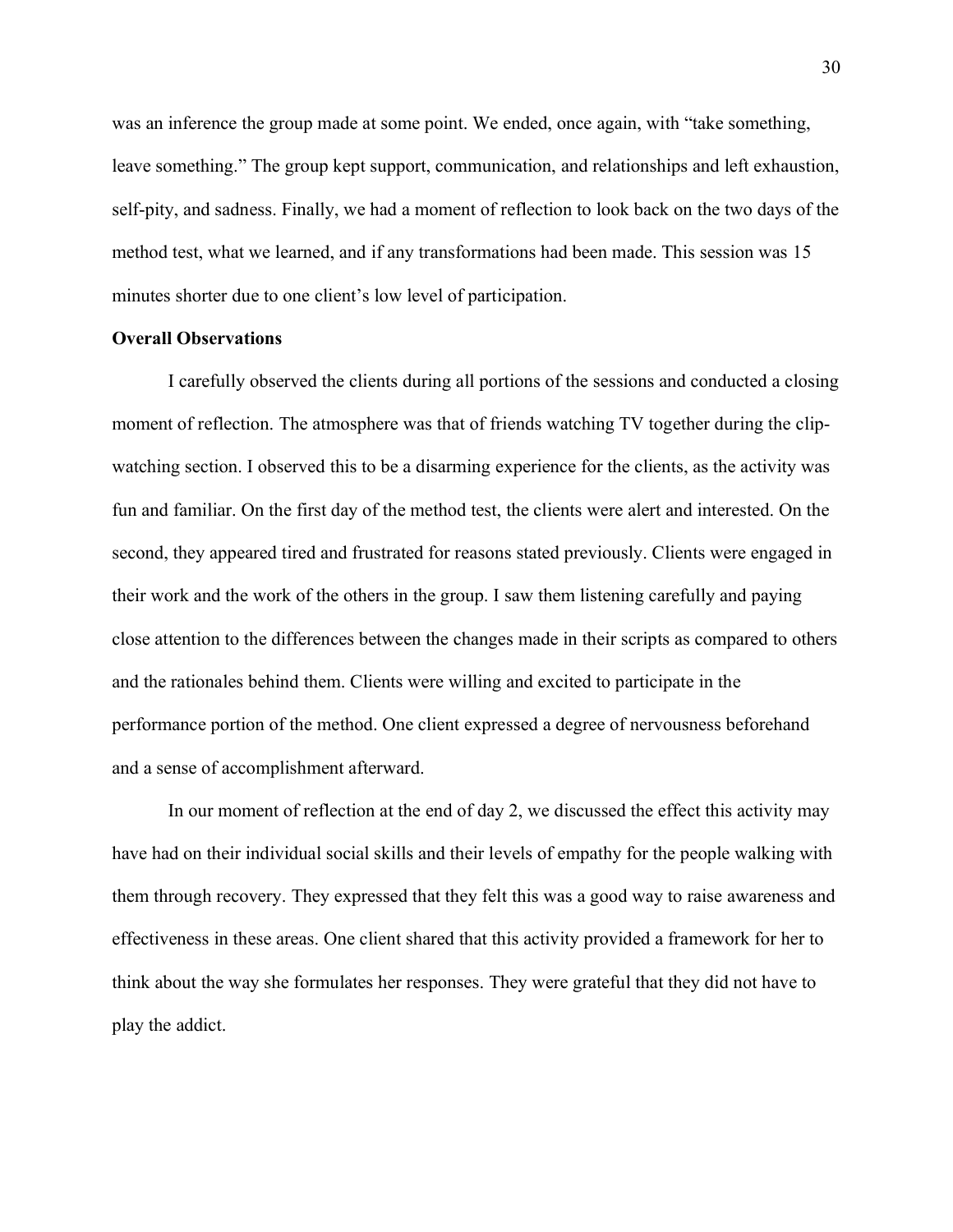was an inference the group made at some point. We ended, once again, with "take something, leave something." The group kept support, communication, and relationships and left exhaustion, self-pity, and sadness. Finally, we had a moment of reflection to look back on the two days of the method test, what we learned, and if any transformations had been made. This session was 15 minutes shorter due to one client's low level of participation.

**Overall Observations**

I carefully observed the clients during all portions of the sessions and conducted a closing moment of reflection. The atmosphere was that of friends watching TV together during the clip-watching section. I observed this to be a disarming experience for the clients, as the activity was fun and familiar. On the first day of the method test, the clients were alert and interested. On the second, they appeared tired and frustrated for reasons stated previously. Clients were engaged in their work and the work of the others in the group. I saw them listening carefully and paying close attention to the differences between the changes made in their scripts as compared to others and the rationales behind them. Clients were willing and excited to participate in the performance portion of the method. One client expressed a degree of nervousness beforehand and a sense of accomplishment afterward.

In our moment of reflection at the end of day 2, we discussed the effect this activity may have had on their individual social skills and their levels of empathy for the people walking with them through recovery. They expressed that they felt this was a good way to raise awareness and effectiveness in these areas. One client shared that this activity provided a framework for her to think about the way she formulates her responses. They were grateful that they did not have to play the addict.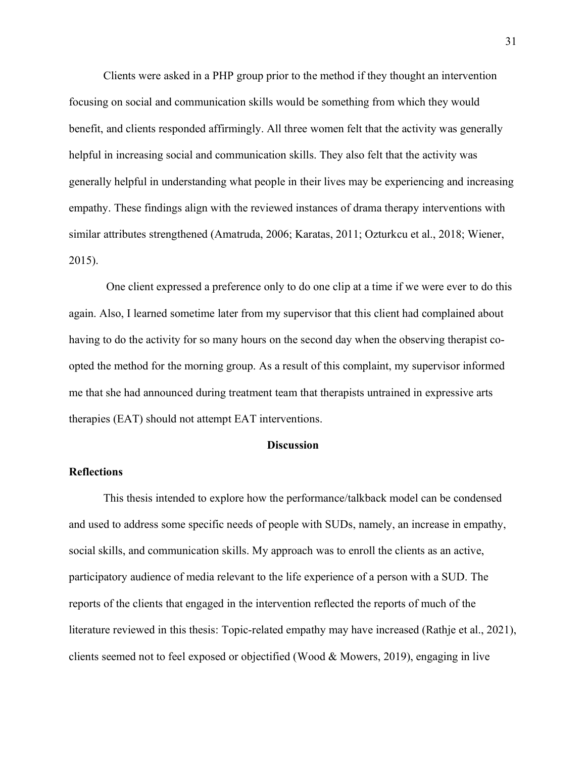Clients were asked in a PHP group prior to the method if they thought an intervention focusing on social and communication skills would be something from which they would benefit, and clients responded affirmingly. All three women felt that the activity was generally helpful in increasing social and communication skills. They also felt that the activity was generally helpful in understanding what people in their lives may be experiencing and increasing empathy. These findings align with the reviewed instances of drama therapy interventions with similar attributes strengthened (Amatruda, 2006; Karatas, 2011; Ozturkcu et al., 2018; Wiener, 2015).

One client expressed a preference only to do one clip at a time if we were ever to do this again. Also, I learned sometime later from my supervisor that this client had complained about having to do the activity for so many hours on the second day when the observing therapist co-opted the method for the morning group. As a result of this complaint, my supervisor informed me that she had announced during treatment team that therapists untrained in expressive arts therapies (EAT) should not attempt EAT interventions.

## Discussion

### Reflections

This thesis intended to explore how the performance/talkback model can be condensed and used to address some specific needs of people with SUDs, namely, an increase in empathy, social skills, and communication skills. My approach was to enroll the clients as an active, participatory audience of media relevant to the life experience of a person with a SUD. The reports of the clients that engaged in the intervention reflected the reports of much of the literature reviewed in this thesis: Topic-related empathy may have increased (Rathje et al., 2021), clients seemed not to feel exposed or objectified (Wood & Mowers, 2019), engaging in live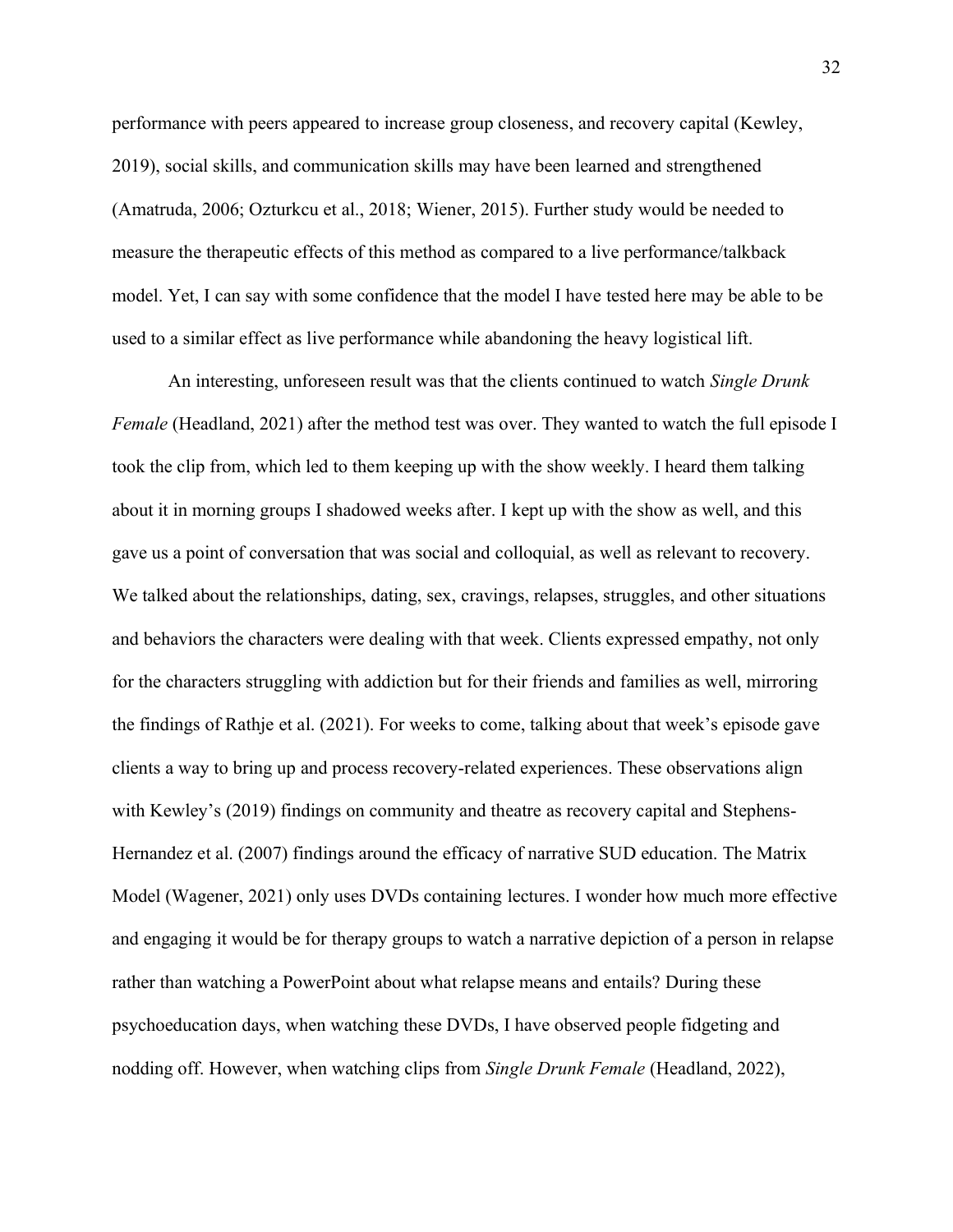performance with peers appeared to increase group closeness, and recovery capital (Kewley, 2019), social skills, and communication skills may have been learned and strengthened (Amatruda, 2006; Ozturkcu et al., 2018; Wiener, 2015). Further study would be needed to measure the therapeutic effects of this method as compared to a live performance/talkback model. Yet, I can say with some confidence that the model I have tested here may be able to be used to a similar effect as live performance while abandoning the heavy logistical lift.

An interesting, unforeseen result was that the clients continued to watch *Single Drunk Female* (Headland, 2021) after the method test was over. They wanted to watch the full episode I took the clip from, which led to them keeping up with the show weekly. I heard them talking about it in morning groups I shadowed weeks after. I kept up with the show as well, and this gave us a point of conversation that was social and colloquial, as well as relevant to recovery. We talked about the relationships, dating, sex, cravings, relapses, struggles, and other situations and behaviors the characters were dealing with that week. Clients expressed empathy, not only for the characters struggling with addiction but for their friends and families as well, mirroring the findings of Rathje et al. (2021). For weeks to come, talking about that week's episode gave clients a way to bring up and process recovery-related experiences. These observations align with Kewley's (2019) findings on community and theatre as recovery capital and Stephens-Hernandez et al. (2007) findings around the efficacy of narrative SUD education. The Matrix Model (Wagener, 2021) only uses DVDs containing lectures. I wonder how much more effective and engaging it would be for therapy groups to watch a narrative depiction of a person in relapse rather than watching a PowerPoint about what relapse means and entails? During these psychoeducation days, when watching these DVDs, I have observed people fidgeting and nodding off. However, when watching clips from *Single Drunk Female* (Headland, 2022),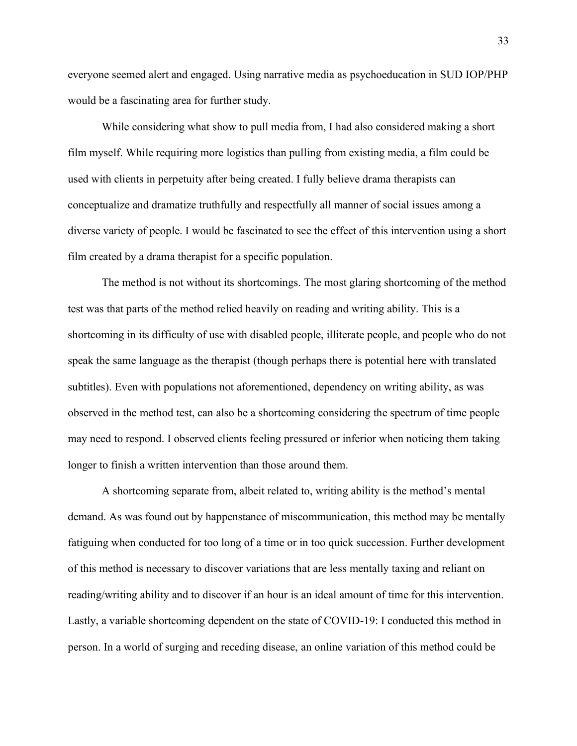everyone seemed alert and engaged. Using narrative media as psychoeducation in SUD IOP/PHP would be a fascinating area for further study.

While considering what show to pull media from, I had also considered making a short film myself. While requiring more logistics than pulling from existing media, a film could be used with clients in perpetuity after being created. I fully believe drama therapists can conceptualize and dramatize truthfully and respectfully all manner of social issues among a diverse variety of people. I would be fascinated to see the effect of this intervention using a short film created by a drama therapist for a specific population.

The method is not without its shortcomings. The most glaring shortcoming of the method test was that parts of the method relied heavily on reading and writing ability. This is a shortcoming in its difficulty of use with disabled people, illiterate people, and people who do not speak the same language as the therapist (though perhaps there is potential here with translated subtitles). Even with populations not aforementioned, dependency on writing ability, as was observed in the method test, can also be a shortcoming considering the spectrum of time people may need to respond. I observed clients feeling pressured or inferior when noticing them taking longer to finish a written intervention than those around them.

A shortcoming separate from, albeit related to, writing ability is the method's mental demand. As was found out by happenstance of miscommunication, this method may be mentally fatiguing when conducted for too long of a time or in too quick succession. Further development of this method is necessary to discover variations that are less mentally taxing and reliant on reading/writing ability and to discover if an hour is an ideal amount of time for this intervention. Lastly, a variable shortcoming dependent on the state of COVID-19: I conducted this method in person. In a world of surging and receding disease, an online variation of this method could be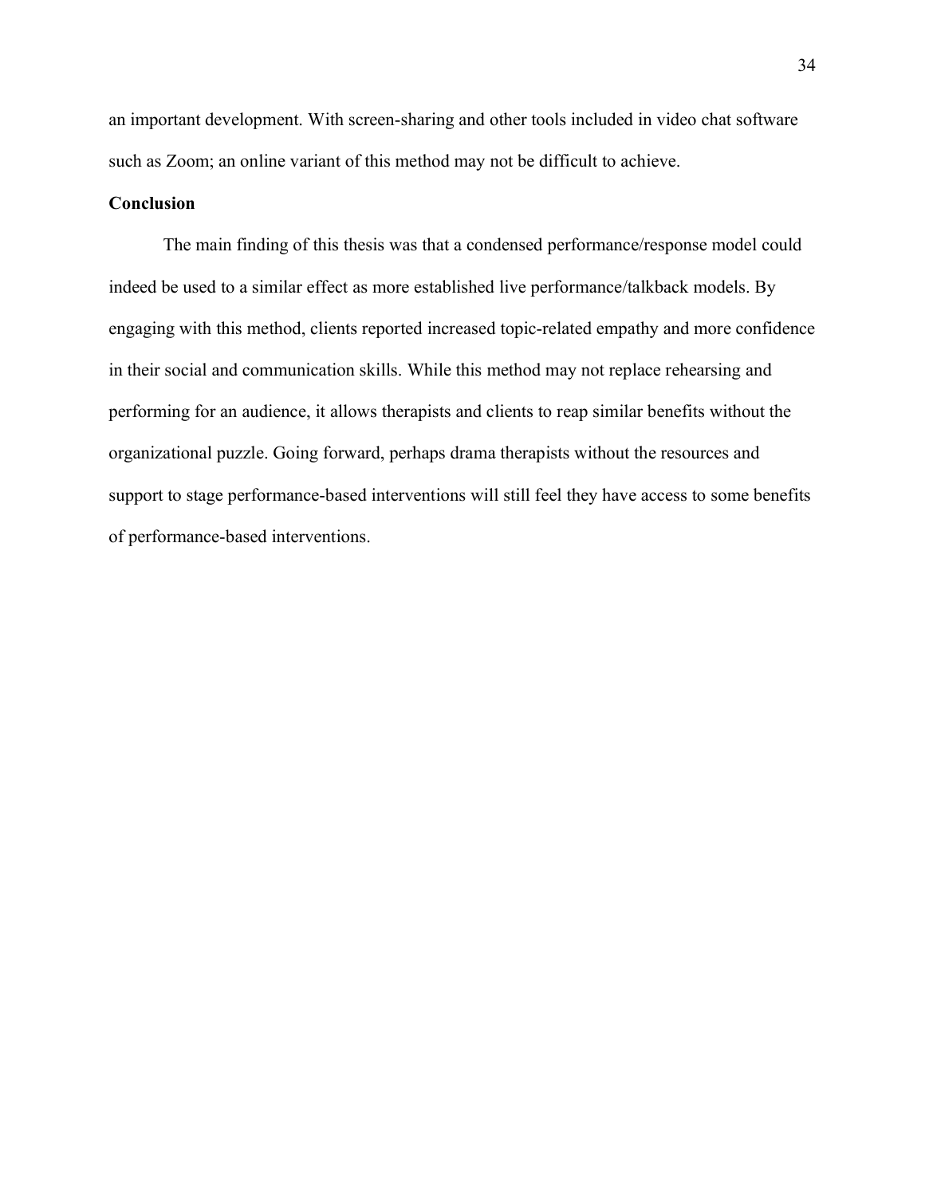an important development. With screen-sharing and other tools included in video chat software such as Zoom; an online variant of this method may not be difficult to achieve.

## Conclusion

The main finding of this thesis was that a condensed performance/response model could indeed be used to a similar effect as more established live performance/talkback models. By engaging with this method, clients reported increased topic-related empathy and more confidence in their social and communication skills. While this method may not replace rehearsing and performing for an audience, it allows therapists and clients to reap similar benefits without the organizational puzzle. Going forward, perhaps drama therapists without the resources and support to stage performance-based interventions will still feel they have access to some benefits of performance-based interventions.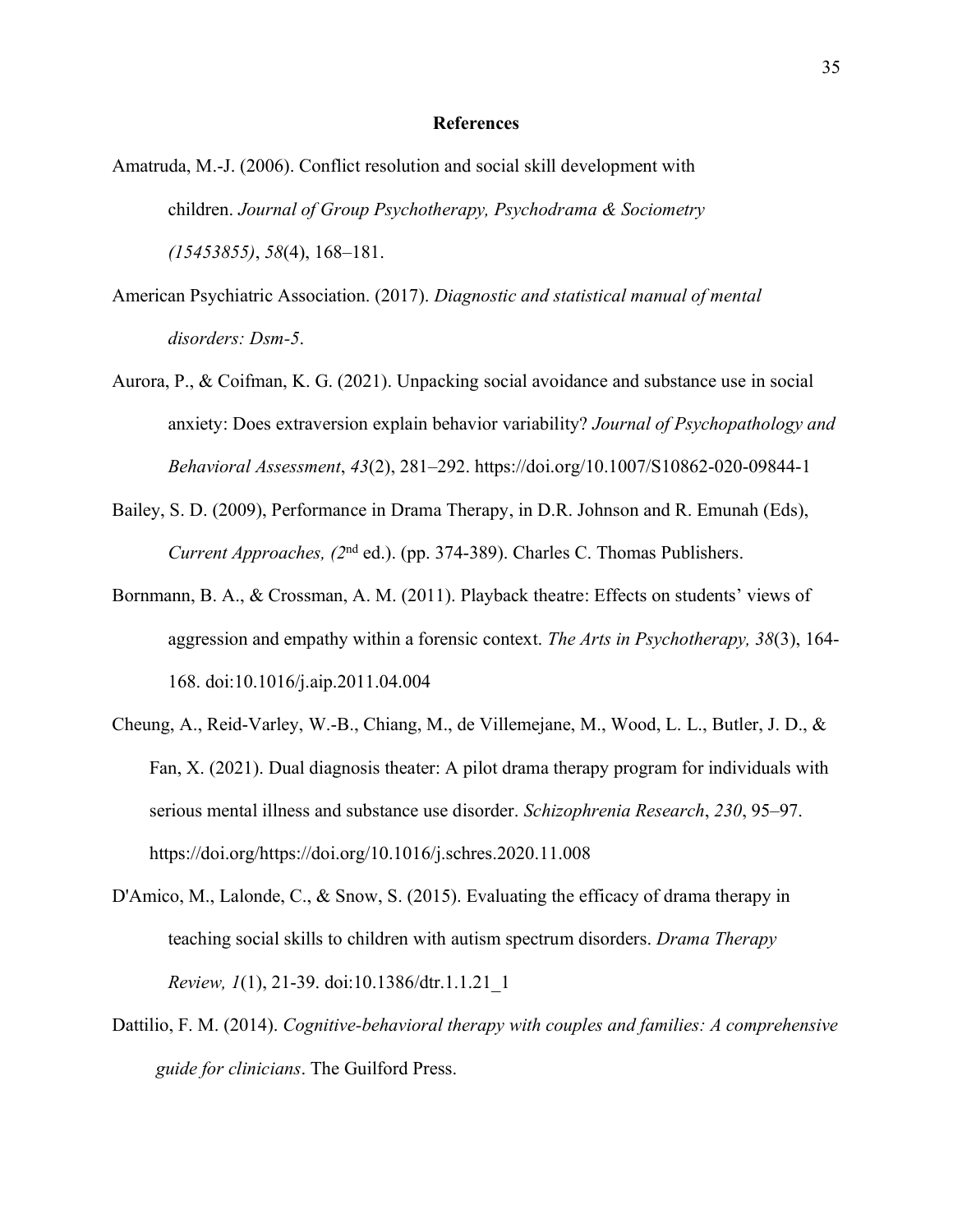## References

Amatruda, M.-J. (2006). Conflict resolution and social skill development with children. *Journal of Group Psychotherapy, Psychodrama & Sociometry (15453855)*, *58*(4), 168–181.

American Psychiatric Association. (2017). *Diagnostic and statistical manual of mental disorders: Dsm-5*.

Aurora, P., & Coifman, K. G. (2021). Unpacking social avoidance and substance use in social anxiety: Does extraversion explain behavior variability? *Journal of Psychopathology and Behavioral Assessment*, *43*(2), 281–292. https://doi.org/10.1007/S10862-020-09844-1

Bailey, S. D. (2009), Performance in Drama Therapy, in D.R. Johnson and R. Emunah (Eds), *Current Approaches, (2nd* ed.). (pp. 374-389). Charles C. Thomas Publishers.

Bornmann, B. A., & Crossman, A. M. (2011). Playback theatre: Effects on students' views of aggression and empathy within a forensic context. *The Arts in Psychotherapy, 38*(3), 164-168. doi:10.1016/j.aip.2011.04.004

Cheung, A., Reid-Varley, W.-B., Chiang, M., de Villemejane, M., Wood, L. L., Butler, J. D., & Fan, X. (2021). Dual diagnosis theater: A pilot drama therapy program for individuals with serious mental illness and substance use disorder. *Schizophrenia Research*, *230*, 95–97. https://doi.org/https://doi.org/10.1016/j.schres.2020.11.008

D'Amico, M., Lalonde, C., & Snow, S. (2015). Evaluating the efficacy of drama therapy in teaching social skills to children with autism spectrum disorders. *Drama Therapy Review, 1*(1), 21-39. doi:10.1386/dtr.1.1.21_1

Dattilio, F. M. (2014). *Cognitive-behavioral therapy with couples and families: A comprehensive guide for clinicians*. The Guilford Press.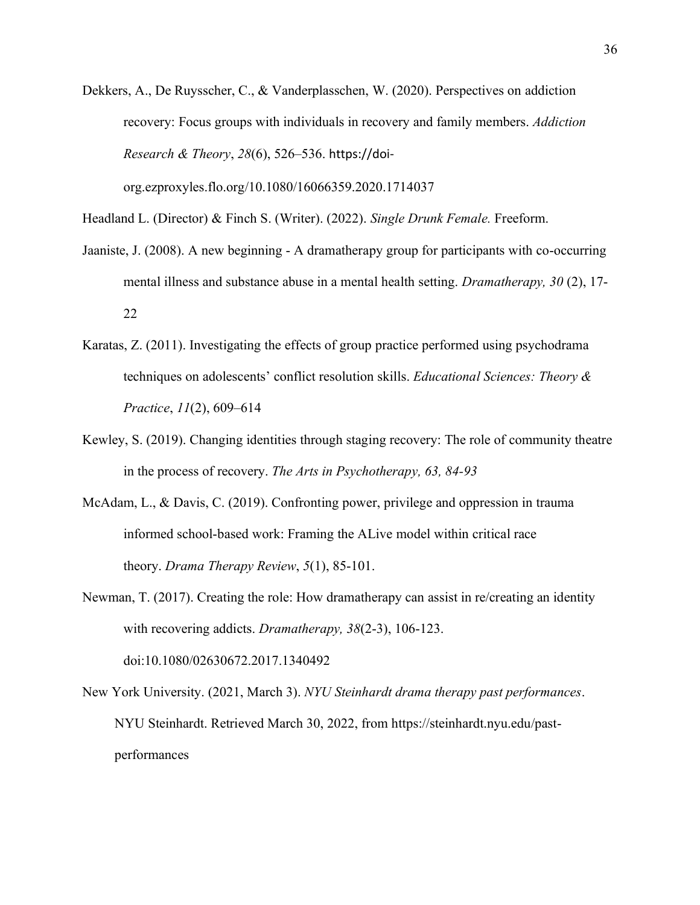Dekkers, A., De Ruysscher, C., & Vanderplasschen, W. (2020). Perspectives on addiction recovery: Focus groups with individuals in recovery and family members. *Addiction Research & Theory*, *28*(6), 526–536. https://doi-org.ezproxyles.flo.org/10.1080/16066359.2020.1714037

Headland L. (Director) & Finch S. (Writer). (2022). *Single Drunk Female.* Freeform.

Jaaniste, J. (2008). A new beginning - A dramatherapy group for participants with co-occurring mental illness and substance abuse in a mental health setting. *Dramatherapy, 30* (2), 17-22

Karatas, Z. (2011). Investigating the effects of group practice performed using psychodrama techniques on adolescents' conflict resolution skills. *Educational Sciences: Theory & Practice*, *11*(2), 609–614

Kewley, S. (2019). Changing identities through staging recovery: The role of community theatre in the process of recovery. *The Arts in Psychotherapy, 63, 84-93*

McAdam, L., & Davis, C. (2019). Confronting power, privilege and oppression in trauma informed school-based work: Framing the ALive model within critical race theory. *Drama Therapy Review*, *5*(1), 85-101.

Newman, T. (2017). Creating the role: How dramatherapy can assist in re/creating an identity with recovering addicts. *Dramatherapy, 38*(2-3), 106-123. doi:10.1080/02630672.2017.1340492

New York University. (2021, March 3). *NYU Steinhardt drama therapy past performances*. NYU Steinhardt. Retrieved March 30, 2022, from https://steinhardt.nyu.edu/past-performances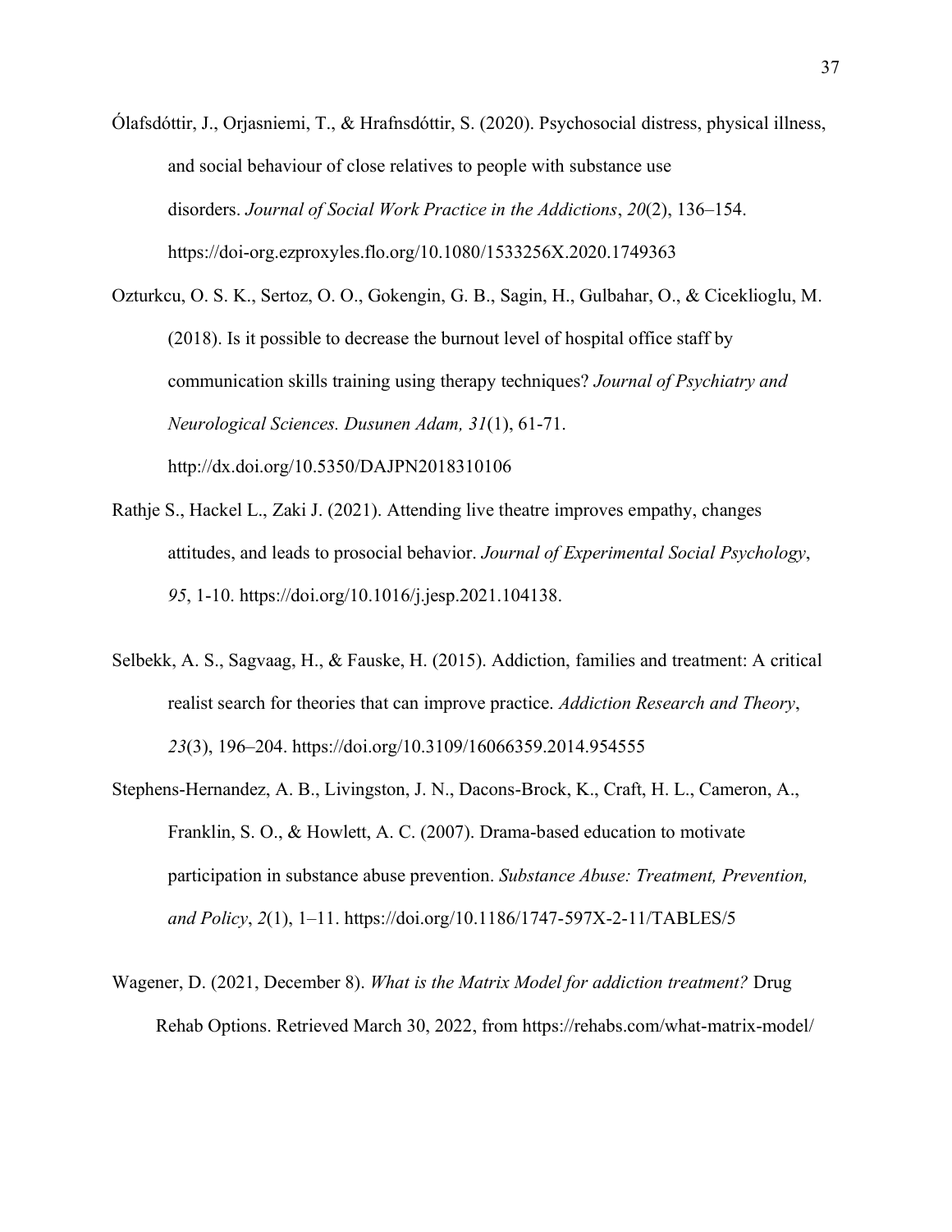Ólafsdóttir, J., Orjasniemi, T., & Hrafnsdóttir, S. (2020). Psychosocial distress, physical illness, and social behaviour of close relatives to people with substance use disorders. *Journal of Social Work Practice in the Addictions*, *20*(2), 136–154. https://doi-org.ezproxyles.flo.org/10.1080/1533256X.2020.1749363

Ozturkcu, O. S. K., Sertoz, O. O., Gokengin, G. B., Sagin, H., Gulbahar, O., & Cicekliogl u, M. (2018). Is it possible to decrease the burnout level of hospital office staff by communication skills training using therapy techniques? *Journal of Psychiatry and Neurological Sciences. Dusunen Adam, 31*(1), 61-71. http://dx.doi.org/10.5350/DAJPN2018310106

Rathje S., Hackel L., Zaki J. (2021). Attending live theatre improves empathy, changes attitudes, and leads to prosocial behavior. *Journal of Experimental Social Psychology*, *95*, 1-10. https://doi.org/10.1016/j.jesp.2021.104138.

Selbekk, A. S., Sagvaag, H., & Fauske, H. (2015). Addiction, families and treatment: A critical realist search for theories that can improve practice. *Addiction Research and Theory*, *23*(3), 196–204. https://doi.org/10.3109/16066359.2014.954555

Stephens-Hernandez, A. B., Livingston, J. N., Dacons-Brock, K., Craft, H. L., Cameron, A., Franklin, S. O., & Howlett, A. C. (2007). Drama-based education to motivate participation in substance abuse prevention. *Substance Abuse: Treatment, Prevention, and Policy*, *2*(1), 1–11. https://doi.org/10.1186/1747-597X-2-11/TABLES/5

Wagener, D. (2021, December 8). *What is the Matrix Model for addiction treatment?* Drug Rehab Options. Retrieved March 30, 2022, from https://rehabs.com/what-matrix-model/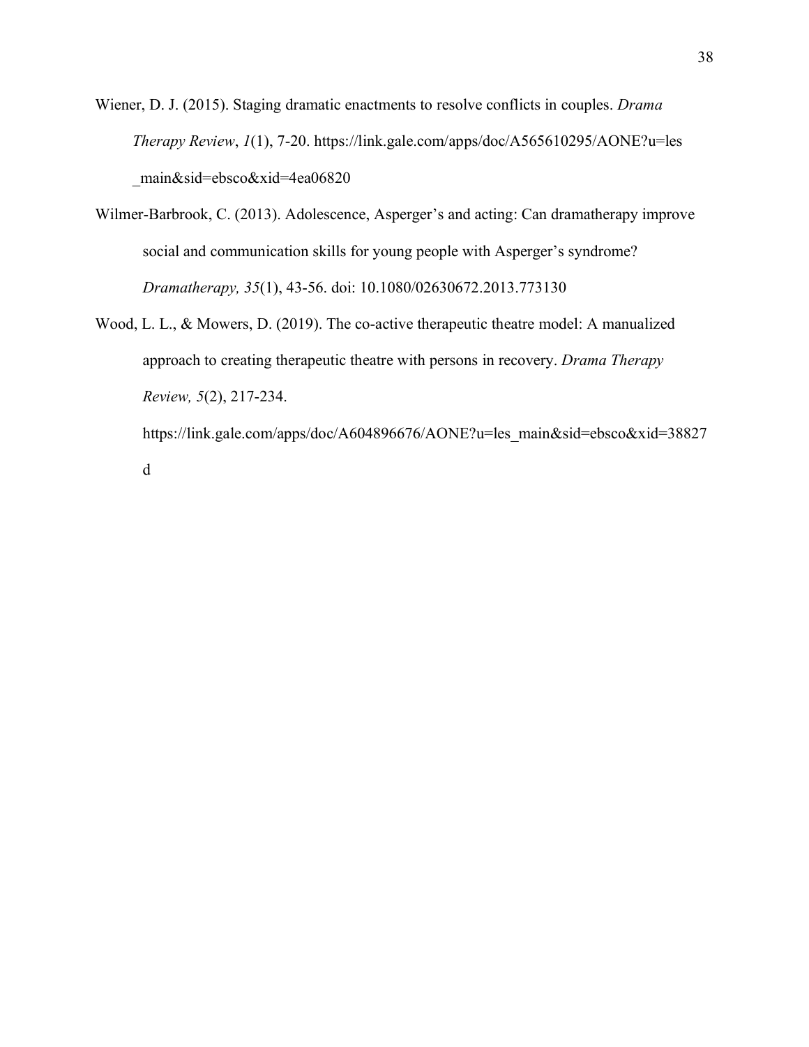Wiener, D. J. (2015). Staging dramatic enactments to resolve conflicts in couples. *Drama Therapy Review*, *1*(1), 7-20. https://link.gale.com/apps/doc/A565610295/AONE?u=les_main&sid=ebsco&xid=4ea06820

Wilmer-Barbrook, C. (2013). Adolescence, Asperger's and acting: Can dramatherapy improve social and communication skills for young people with Asperger's syndrome? *Dramatherapy, 35*(1), 43-56. doi: 10.1080/02630672.2013.773130

Wood, L. L., & Mowers, D. (2019). The co-active therapeutic theatre model: A manualized approach to creating therapeutic theatre with persons in recovery. *Drama Therapy Review, 5*(2), 217-234. https://link.gale.com/apps/doc/A604896676/AONE?u=les_main&sid=ebsco&xid=38827d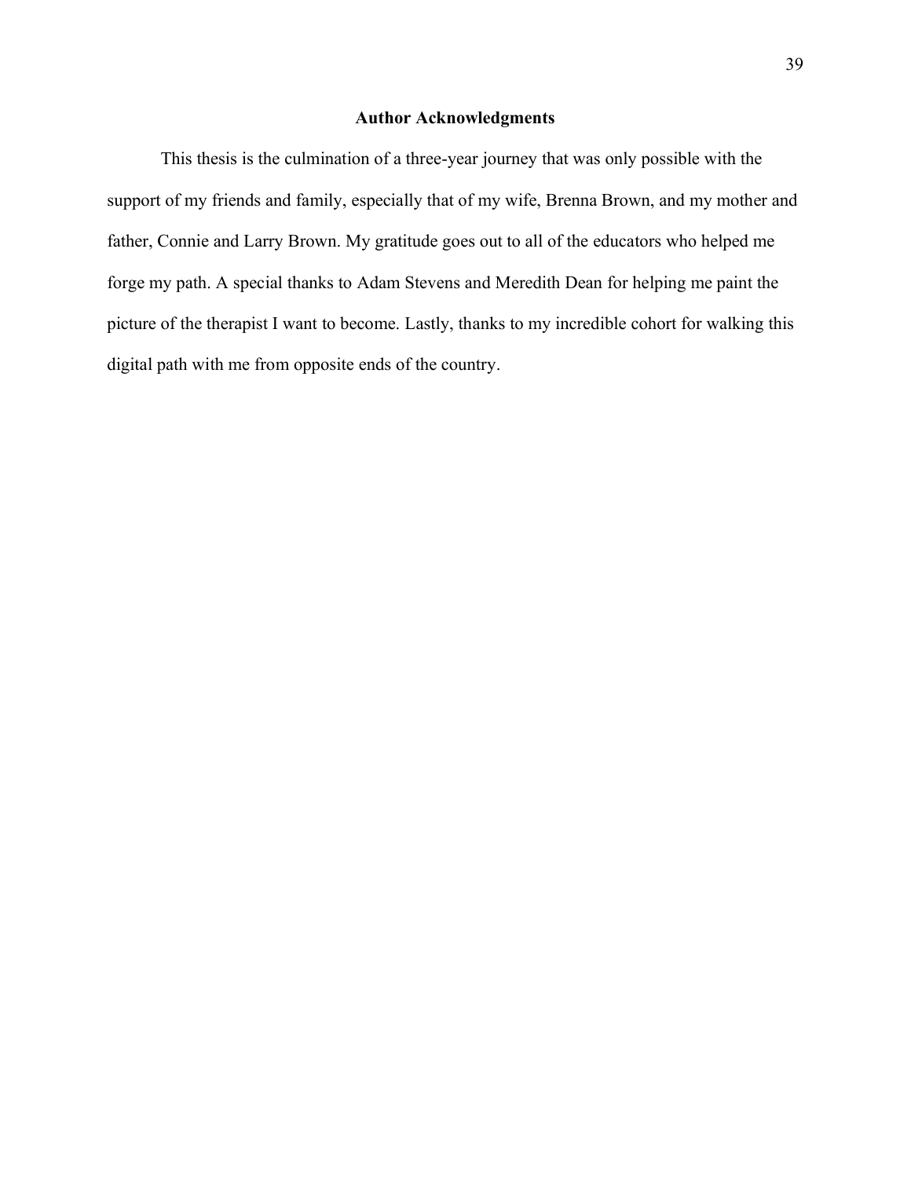## Author Acknowledgments

This thesis is the culmination of a three-year journey that was only possible with the support of my friends and family, especially that of my wife, Brenna Brown, and my mother and father, Connie and Larry Brown. My gratitude goes out to all of the educators who helped me forge my path. A special thanks to Adam Stevens and Meredith Dean for helping me paint the picture of the therapist I want to become. Lastly, thanks to my incredible cohort for walking this digital path with me from opposite ends of the country.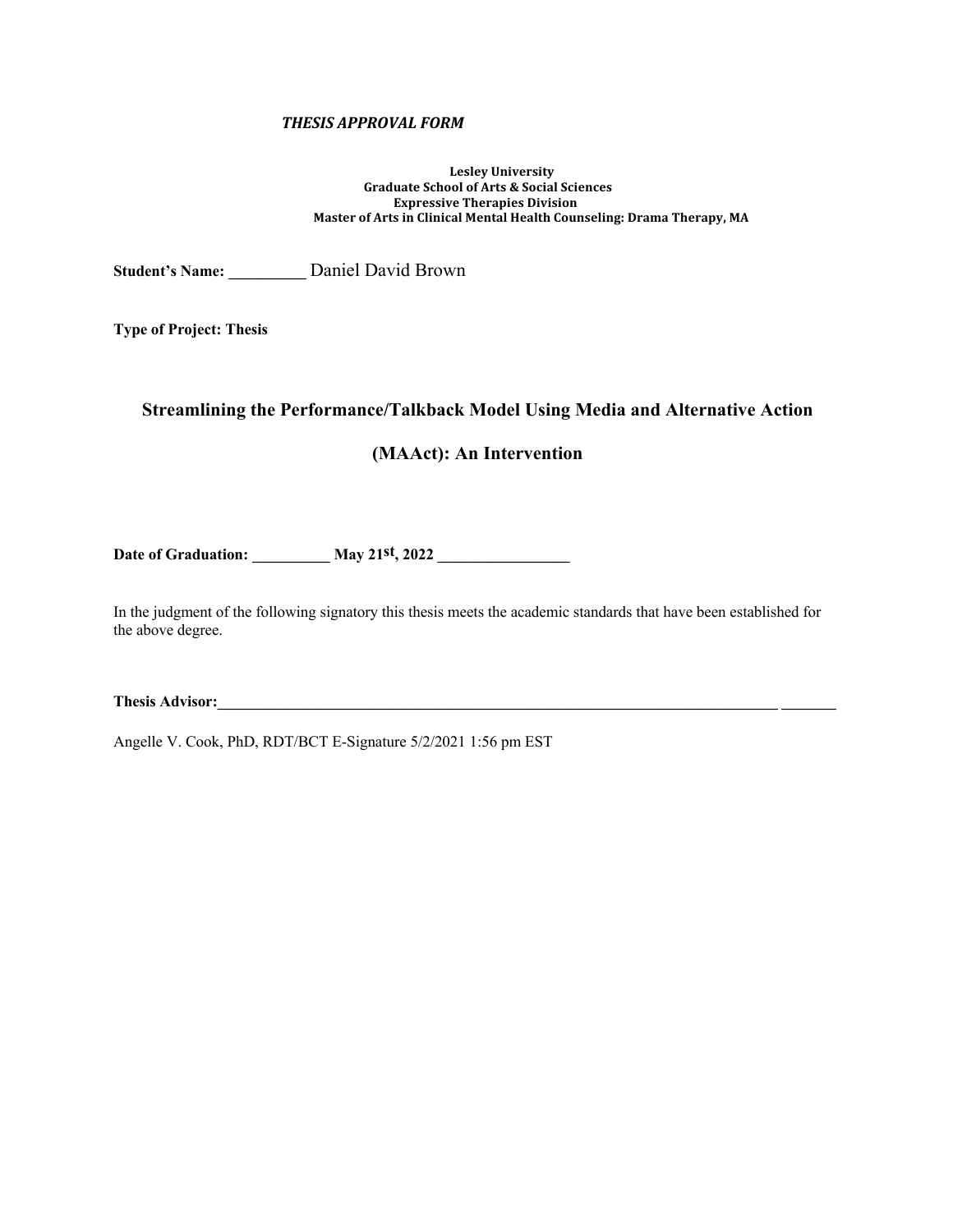***THESIS APPROVAL FORM***

**Lesley University**
**Graduate School of Arts & Social Sciences**
**Expressive Therapies Division**
**Master of Arts in Clinical Mental Health Counseling: Drama Therapy, MA**

**Student's Name: _________** Daniel David Brown

**Type of Project: Thesis**

## Streamlining the Performance/Talkback Model Using Media and Alternative Action (MAAct): An Intervention

**Date of Graduation: __________ May 21st, 2022 _________________**

In the judgment of the following signatory this thesis meets the academic standards that have been established for the above degree.

**Thesis Advisor:_____________________________________________________________________________ _______**

Angelle V. Cook, PhD, RDT/BCT E-Signature 5/2/2021 1:56 pm EST